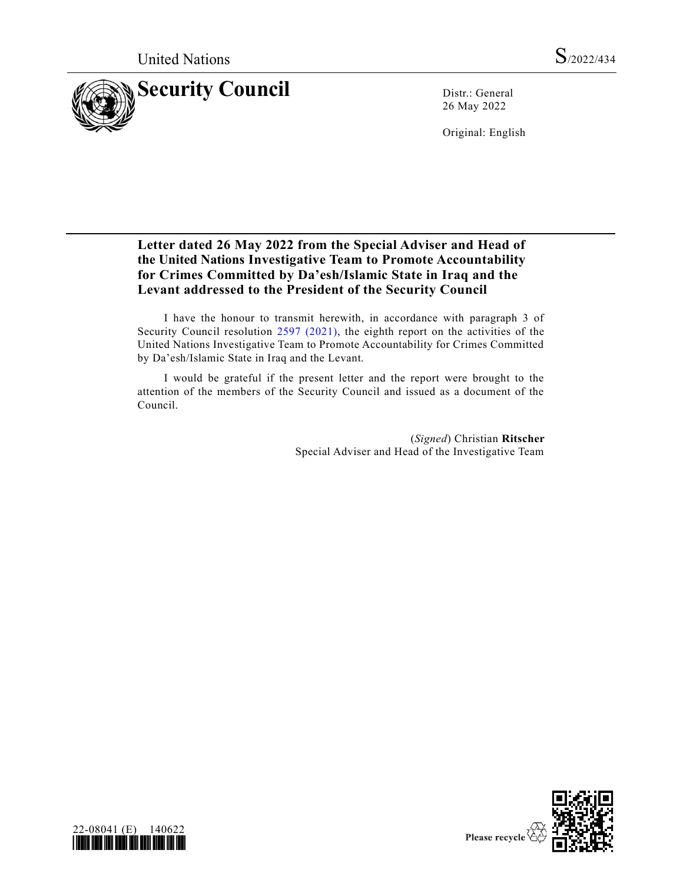United Nations S/2022/434

# Security Council

Distr.: General
26 May 2022

Original: English

## Letter dated 26 May 2022 from the Special Adviser and Head of the United Nations Investigative Team to Promote Accountability for Crimes Committed by Da'esh/Islamic State in Iraq and the Levant addressed to the President of the Security Council

I have the honour to transmit herewith, in accordance with paragraph 3 of Security Council resolution 2597 (2021), the eighth report on the activities of the United Nations Investigative Team to Promote Accountability for Crimes Committed by Da'esh/Islamic State in Iraq and the Levant.

I would be grateful if the present letter and the report were brought to the attention of the members of the Security Council and issued as a document of the Council.

(*Signed*) Christian **Ritscher**
Special Adviser and Head of the Investigative Team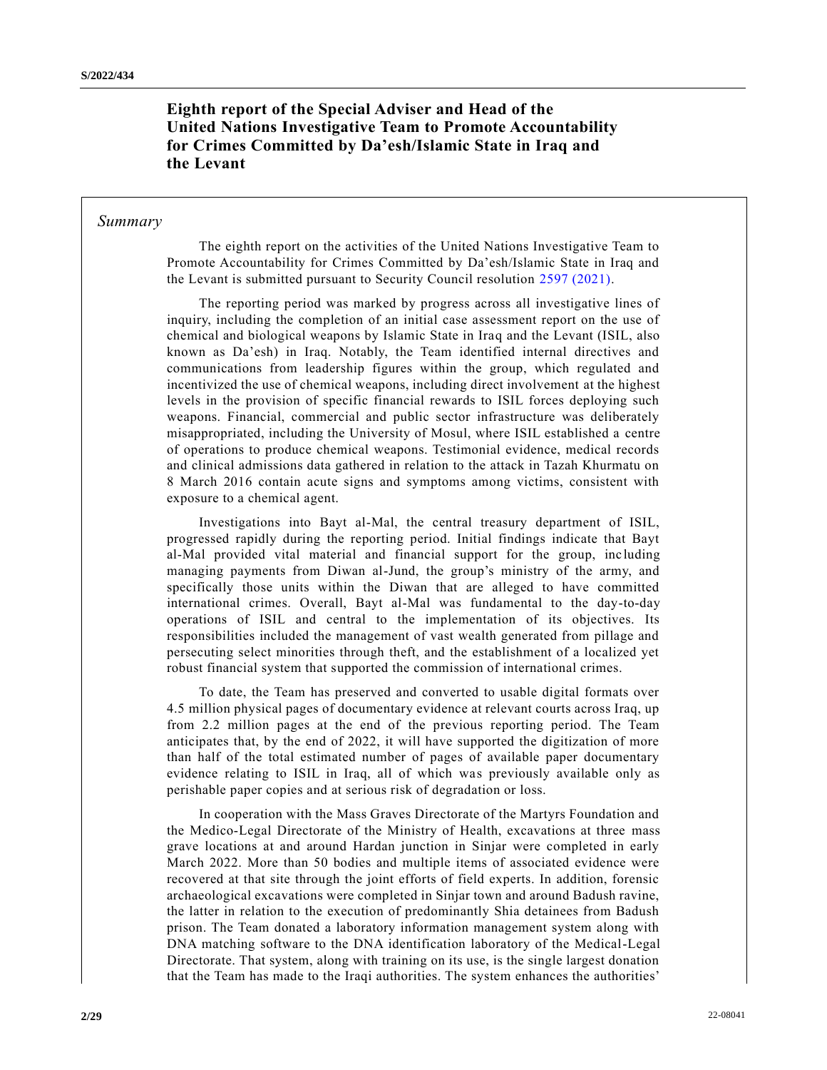# Eighth report of the Special Adviser and Head of the United Nations Investigative Team to Promote Accountability for Crimes Committed by Da'esh/Islamic State in Iraq and the Levant

## *Summary*

The eighth report on the activities of the United Nations Investigative Team to Promote Accountability for Crimes Committed by Da'esh/Islamic State in Iraq and the Levant is submitted pursuant to Security Council resolution 2597 (2021).

The reporting period was marked by progress across all investigative lines of inquiry, including the completion of an initial case assessment report on the use of chemical and biological weapons by Islamic State in Iraq and the Levant (ISIL, also known as Da'esh) in Iraq. Notably, the Team identified internal directives and communications from leadership figures within the group, which regulated and incentivized the use of chemical weapons, including direct involvement at the highest levels in the provision of specific financial rewards to ISIL forces deploying such weapons. Financial, commercial and public sector infrastructure was deliberately misappropriated, including the University of Mosul, where ISIL established a centre of operations to produce chemical weapons. Testimonial evidence, medical records and clinical admissions data gathered in relation to the attack in Tazah Khurmatu on 8 March 2016 contain acute signs and symptoms among victims, consistent with exposure to a chemical agent.

Investigations into Bayt al-Mal, the central treasury department of ISIL, progressed rapidly during the reporting period. Initial findings indicate that Bayt al-Mal provided vital material and financial support for the group, including managing payments from Diwan al-Jund, the group's ministry of the army, and specifically those units within the Diwan that are alleged to have committed international crimes. Overall, Bayt al-Mal was fundamental to the day-to-day operations of ISIL and central to the implementation of its objectives. Its responsibilities included the management of vast wealth generated from pillage and persecuting select minorities through theft, and the establishment of a localized yet robust financial system that supported the commission of international crimes.

To date, the Team has preserved and converted to usable digital formats over 4.5 million physical pages of documentary evidence at relevant courts across Iraq, up from 2.2 million pages at the end of the previous reporting period. The Team anticipates that, by the end of 2022, it will have supported the digitization of more than half of the total estimated number of pages of available paper documentary evidence relating to ISIL in Iraq, all of which was previously available only as perishable paper copies and at serious risk of degradation or loss.

In cooperation with the Mass Graves Directorate of the Martyrs Foundation and the Medico-Legal Directorate of the Ministry of Health, excavations at three mass grave locations at and around Hardan junction in Sinjar were completed in early March 2022. More than 50 bodies and multiple items of associated evidence were recovered at that site through the joint efforts of field experts. In addition, forensic archaeological excavations were completed in Sinjar town and around Badush ravine, the latter in relation to the execution of predominantly Shia detainees from Badush prison. The Team donated a laboratory information management system along with DNA matching software to the DNA identification laboratory of the Medical-Legal Directorate. That system, along with training on its use, is the single largest donation that the Team has made to the Iraqi authorities. The system enhances the authorities'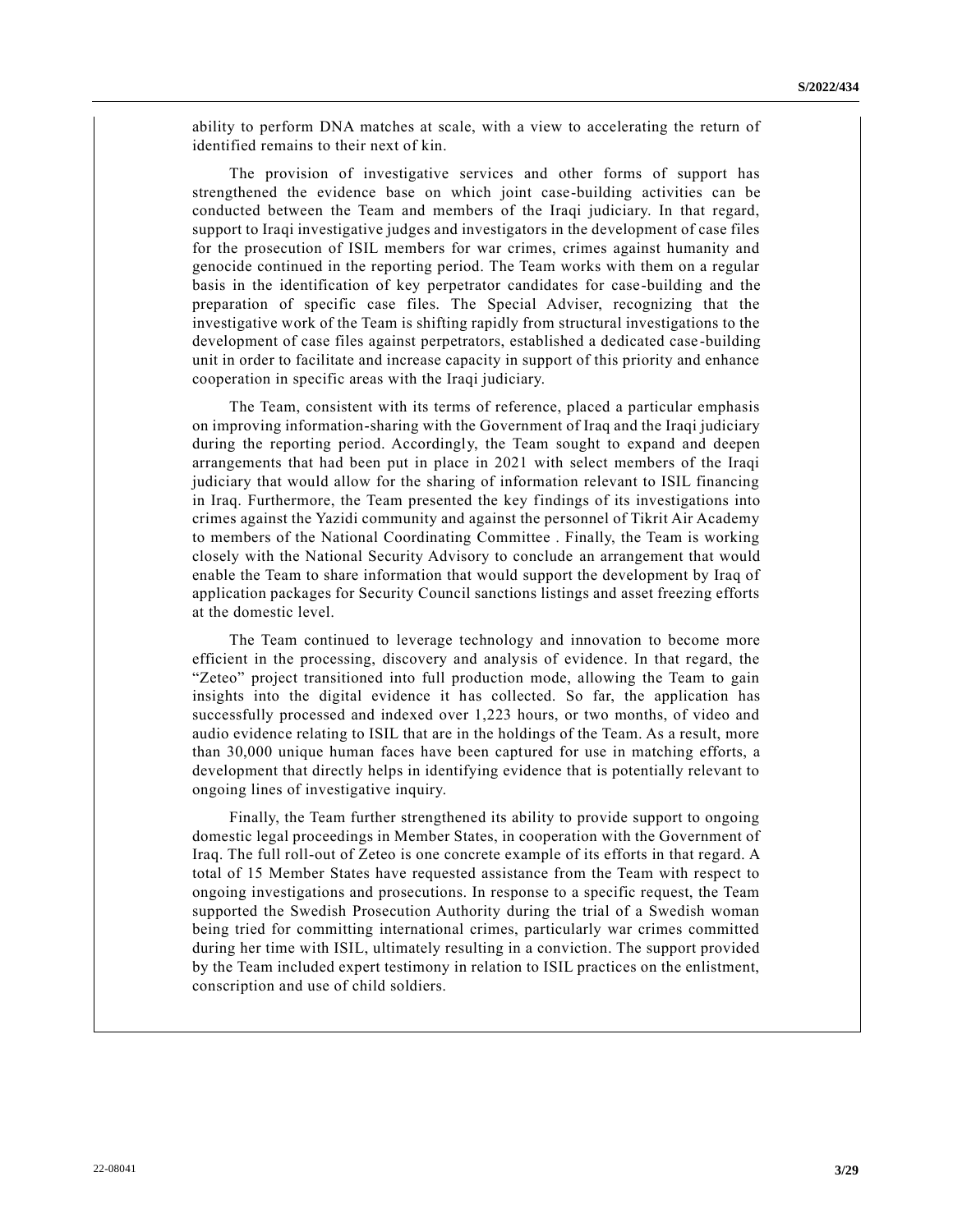ability to perform DNA matches at scale, with a view to accelerating the return of identified remains to their next of kin.

The provision of investigative services and other forms of support has strengthened the evidence base on which joint case-building activities can be conducted between the Team and members of the Iraqi judiciary. In that regard, support to Iraqi investigative judges and investigators in the development of case files for the prosecution of ISIL members for war crimes, crimes against humanity and genocide continued in the reporting period. The Team works with them on a regular basis in the identification of key perpetrator candidates for case-building and the preparation of specific case files. The Special Adviser, recognizing that the investigative work of the Team is shifting rapidly from structural investigations to the development of case files against perpetrators, established a dedicated case-building unit in order to facilitate and increase capacity in support of this priority and enhance cooperation in specific areas with the Iraqi judiciary.

The Team, consistent with its terms of reference, placed a particular emphasis on improving information-sharing with the Government of Iraq and the Iraqi judiciary during the reporting period. Accordingly, the Team sought to expand and deepen arrangements that had been put in place in 2021 with select members of the Iraqi judiciary that would allow for the sharing of information relevant to ISIL financing in Iraq. Furthermore, the Team presented the key findings of its investigations into crimes against the Yazidi community and against the personnel of Tikrit Air Academy to members of the National Coordinating Committee . Finally, the Team is working closely with the National Security Advisory to conclude an arrangement that would enable the Team to share information that would support the development by Iraq of application packages for Security Council sanctions listings and asset freezing efforts at the domestic level.

The Team continued to leverage technology and innovation to become more efficient in the processing, discovery and analysis of evidence. In that regard, the "Zeteo" project transitioned into full production mode, allowing the Team to gain insights into the digital evidence it has collected. So far, the application has successfully processed and indexed over 1,223 hours, or two months, of video and audio evidence relating to ISIL that are in the holdings of the Team. As a result, more than 30,000 unique human faces have been captured for use in matching efforts, a development that directly helps in identifying evidence that is potentially relevant to ongoing lines of investigative inquiry.

Finally, the Team further strengthened its ability to provide support to ongoing domestic legal proceedings in Member States, in cooperation with the Government of Iraq. The full roll-out of Zeteo is one concrete example of its efforts in that regard. A total of 15 Member States have requested assistance from the Team with respect to ongoing investigations and prosecutions. In response to a specific request, the Team supported the Swedish Prosecution Authority during the trial of a Swedish woman being tried for committing international crimes, particularly war crimes committed during her time with ISIL, ultimately resulting in a conviction. The support provided by the Team included expert testimony in relation to ISIL practices on the enlistment, conscription and use of child soldiers.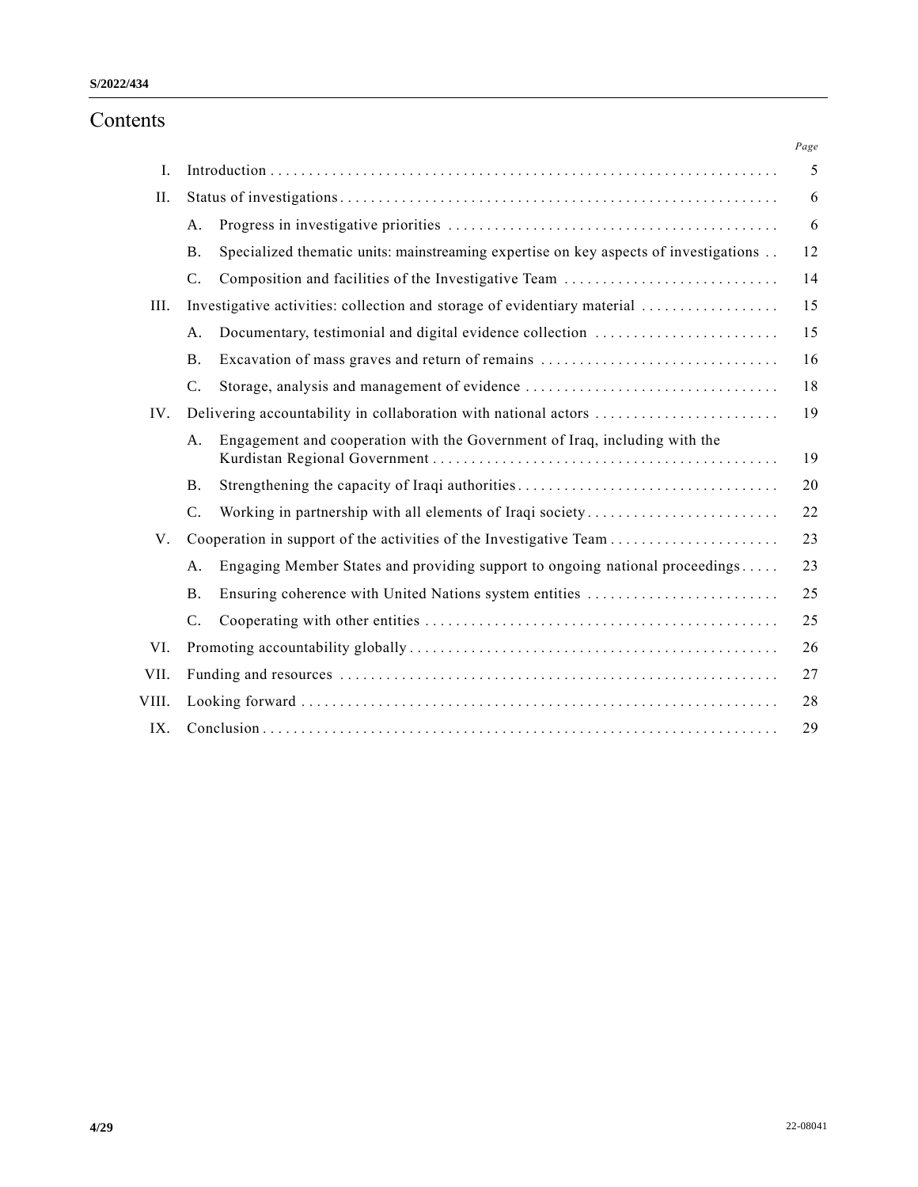# Contents

| | | Page |
|---|---|---|
| I. | Introduction | 5 |
| II. | Status of investigations | 6 |
| | A. Progress in investigative priorities | 6 |
| | B. Specialized thematic units: mainstreaming expertise on key aspects of investigations | 12 |
| | C. Composition and facilities of the Investigative Team | 14 |
| III. | Investigative activities: collection and storage of evidentiary material | 15 |
| | A. Documentary, testimonial and digital evidence collection | 15 |
| | B. Excavation of mass graves and return of remains | 16 |
| | C. Storage, analysis and management of evidence | 18 |
| IV. | Delivering accountability in collaboration with national actors | 19 |
| | A. Engagement and cooperation with the Government of Iraq, including with the Kurdistan Regional Government | 19 |
| | B. Strengthening the capacity of Iraqi authorities | 20 |
| | C. Working in partnership with all elements of Iraqi society | 22 |
| V. | Cooperation in support of the activities of the Investigative Team | 23 |
| | A. Engaging Member States and providing support to ongoing national proceedings | 23 |
| | B. Ensuring coherence with United Nations system entities | 25 |
| | C. Cooperating with other entities | 25 |
| VI. | Promoting accountability globally | 26 |
| VII. | Funding and resources | 27 |
| VIII. | Looking forward | 28 |
| IX. | Conclusion | 29 |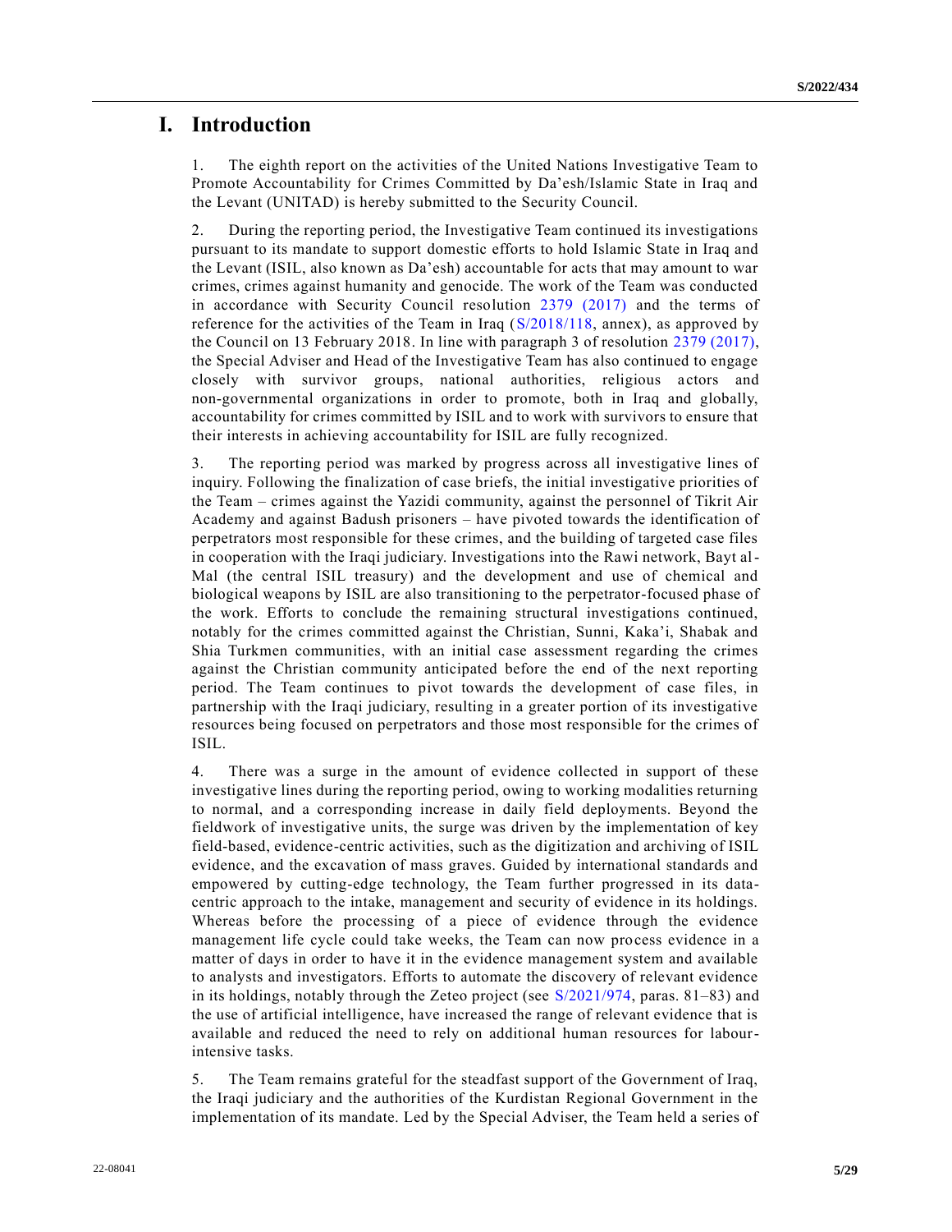# I. Introduction

1. The eighth report on the activities of the United Nations Investigative Team to Promote Accountability for Crimes Committed by Da'esh/Islamic State in Iraq and the Levant (UNITAD) is hereby submitted to the Security Council.

2. During the reporting period, the Investigative Team continued its investigations pursuant to its mandate to support domestic efforts to hold Islamic State in Iraq and the Levant (ISIL, also known as Da'esh) accountable for acts that may amount to war crimes, crimes against humanity and genocide. The work of the Team was conducted in accordance with Security Council resolution 2379 (2017) and the terms of reference for the activities of the Team in Iraq (S/2018/118, annex), as approved by the Council on 13 February 2018. In line with paragraph 3 of resolution 2379 (2017), the Special Adviser and Head of the Investigative Team has also continued to engage closely with survivor groups, national authorities, religious actors and non-governmental organizations in order to promote, both in Iraq and globally, accountability for crimes committed by ISIL and to work with survivors to ensure that their interests in achieving accountability for ISIL are fully recognized.

3. The reporting period was marked by progress across all investigative lines of inquiry. Following the finalization of case briefs, the initial investigative priorities of the Team – crimes against the Yazidi community, against the personnel of Tikrit Air Academy and against Badush prisoners – have pivoted towards the identification of perpetrators most responsible for these crimes, and the building of targeted case files in cooperation with the Iraqi judiciary. Investigations into the Rawi network, Bayt al-Mal (the central ISIL treasury) and the development and use of chemical and biological weapons by ISIL are also transitioning to the perpetrator-focused phase of the work. Efforts to conclude the remaining structural investigations continued, notably for the crimes committed against the Christian, Sunni, Kaka'i, Shabak and Shia Turkmen communities, with an initial case assessment regarding the crimes against the Christian community anticipated before the end of the next reporting period. The Team continues to pivot towards the development of case files, in partnership with the Iraqi judiciary, resulting in a greater portion of its investigative resources being focused on perpetrators and those most responsible for the crimes of ISIL.

4. There was a surge in the amount of evidence collected in support of these investigative lines during the reporting period, owing to working modalities returning to normal, and a corresponding increase in daily field deployments. Beyond the fieldwork of investigative units, the surge was driven by the implementation of key field-based, evidence-centric activities, such as the digitization and archiving of ISIL evidence, and the excavation of mass graves. Guided by international standards and empowered by cutting-edge technology, the Team further progressed in its data-centric approach to the intake, management and security of evidence in its holdings. Whereas before the processing of a piece of evidence through the evidence management life cycle could take weeks, the Team can now process evidence in a matter of days in order to have it in the evidence management system and available to analysts and investigators. Efforts to automate the discovery of relevant evidence in its holdings, notably through the Zeteo project (see S/2021/974, paras. 81–83) and the use of artificial intelligence, have increased the range of relevant evidence that is available and reduced the need to rely on additional human resources for labour-intensive tasks.

5. The Team remains grateful for the steadfast support of the Government of Iraq, the Iraqi judiciary and the authorities of the Kurdistan Regional Government in the implementation of its mandate. Led by the Special Adviser, the Team held a series of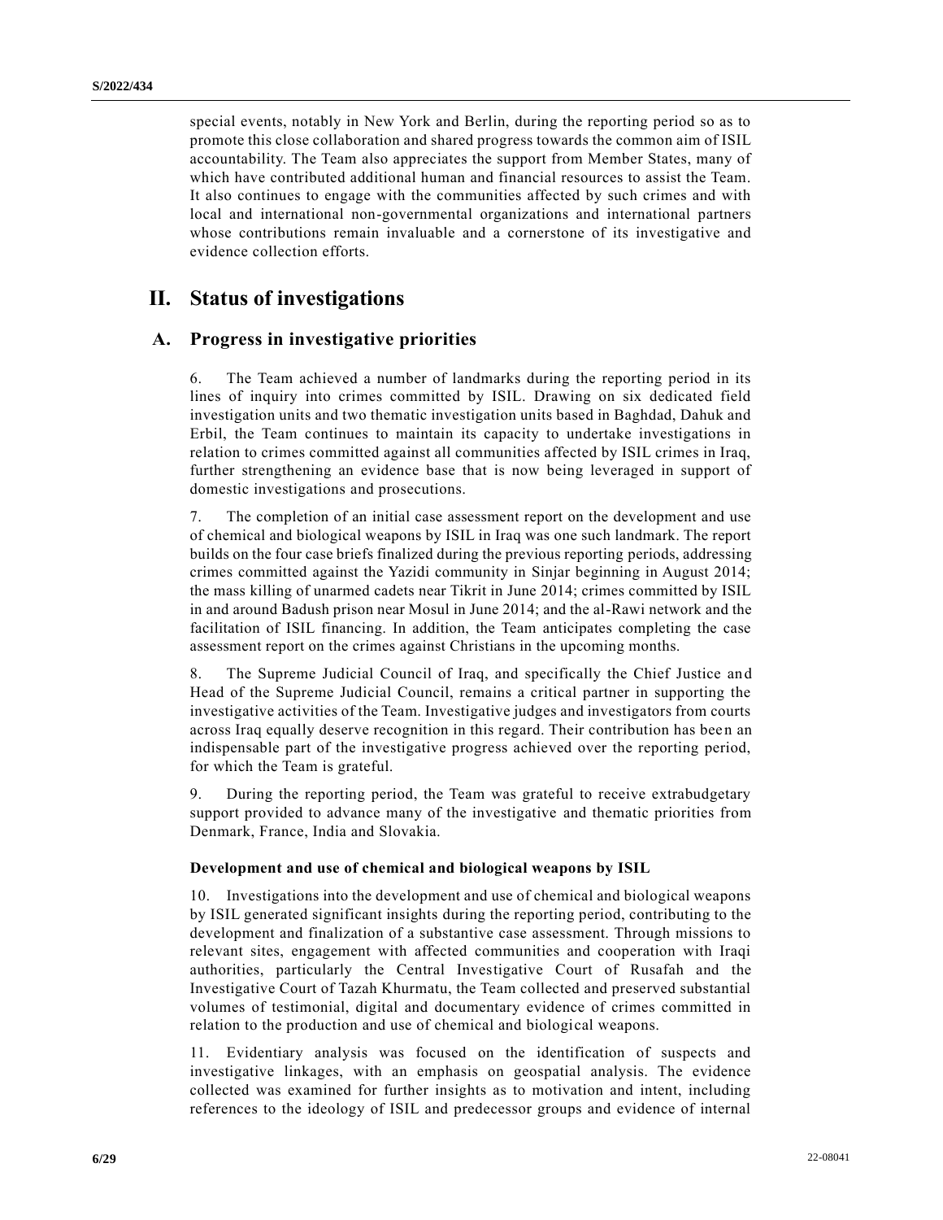special events, notably in New York and Berlin, during the reporting period so as to promote this close collaboration and shared progress towards the common aim of ISIL accountability. The Team also appreciates the support from Member States, many of which have contributed additional human and financial resources to assist the Team. It also continues to engage with the communities affected by such crimes and with local and international non-governmental organizations and international partners whose contributions remain invaluable and a cornerstone of its investigative and evidence collection efforts.

# II. Status of investigations

## A. Progress in investigative priorities

6. The Team achieved a number of landmarks during the reporting period in its lines of inquiry into crimes committed by ISIL. Drawing on six dedicated field investigation units and two thematic investigation units based in Baghdad, Dahuk and Erbil, the Team continues to maintain its capacity to undertake investigations in relation to crimes committed against all communities affected by ISIL crimes in Iraq, further strengthening an evidence base that is now being leveraged in support of domestic investigations and prosecutions.

7. The completion of an initial case assessment report on the development and use of chemical and biological weapons by ISIL in Iraq was one such landmark. The report builds on the four case briefs finalized during the previous reporting periods, addressing crimes committed against the Yazidi community in Sinjar beginning in August 2014; the mass killing of unarmed cadets near Tikrit in June 2014; crimes committed by ISIL in and around Badush prison near Mosul in June 2014; and the al-Rawi network and the facilitation of ISIL financing. In addition, the Team anticipates completing the case assessment report on the crimes against Christians in the upcoming months.

8. The Supreme Judicial Council of Iraq, and specifically the Chief Justice and Head of the Supreme Judicial Council, remains a critical partner in supporting the investigative activities of the Team. Investigative judges and investigators from courts across Iraq equally deserve recognition in this regard. Their contribution has been an indispensable part of the investigative progress achieved over the reporting period, for which the Team is grateful.

9. During the reporting period, the Team was grateful to receive extrabudgetary support provided to advance many of the investigative and thematic priorities from Denmark, France, India and Slovakia.

### Development and use of chemical and biological weapons by ISIL

10. Investigations into the development and use of chemical and biological weapons by ISIL generated significant insights during the reporting period, contributing to the development and finalization of a substantive case assessment. Through missions to relevant sites, engagement with affected communities and cooperation with Iraqi authorities, particularly the Central Investigative Court of Rusafah and the Investigative Court of Tazah Khurmatu, the Team collected and preserved substantial volumes of testimonial, digital and documentary evidence of crimes committed in relation to the production and use of chemical and biological weapons.

11. Evidentiary analysis was focused on the identification of suspects and investigative linkages, with an emphasis on geospatial analysis. The evidence collected was examined for further insights as to motivation and intent, including references to the ideology of ISIL and predecessor groups and evidence of internal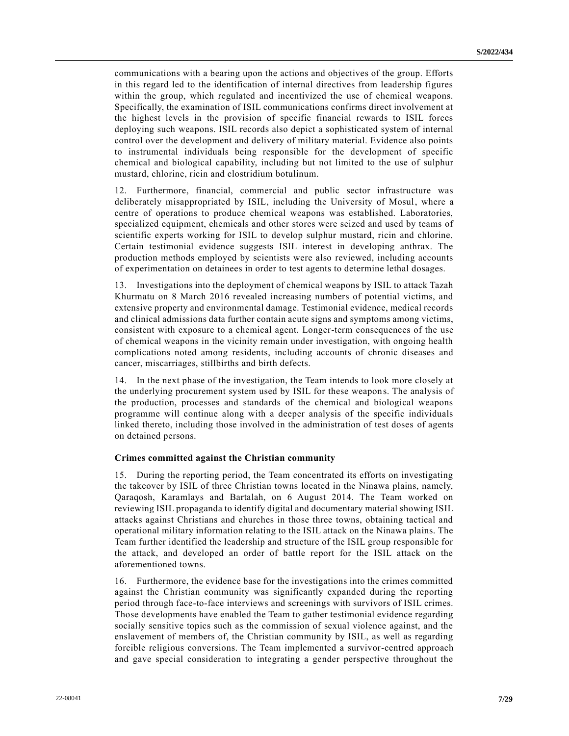communications with a bearing upon the actions and objectives of the group. Efforts in this regard led to the identification of internal directives from leadership figures within the group, which regulated and incentivized the use of chemical weapons. Specifically, the examination of ISIL communications confirms direct involvement at the highest levels in the provision of specific financial rewards to ISIL forces deploying such weapons. ISIL records also depict a sophisticated system of internal control over the development and delivery of military material. Evidence also points to instrumental individuals being responsible for the development of specific chemical and biological capability, including but not limited to the use of sulphur mustard, chlorine, ricin and clostridium botulinum.

12. Furthermore, financial, commercial and public sector infrastructure was deliberately misappropriated by ISIL, including the University of Mosul, where a centre of operations to produce chemical weapons was established. Laboratories, specialized equipment, chemicals and other stores were seized and used by teams of scientific experts working for ISIL to develop sulphur mustard, ricin and chlorine. Certain testimonial evidence suggests ISIL interest in developing anthrax. The production methods employed by scientists were also reviewed, including accounts of experimentation on detainees in order to test agents to determine lethal dosages.

13. Investigations into the deployment of chemical weapons by ISIL to attack Tazah Khurmatu on 8 March 2016 revealed increasing numbers of potential victims, and extensive property and environmental damage. Testimonial evidence, medical records and clinical admissions data further contain acute signs and symptoms among victims, consistent with exposure to a chemical agent. Longer-term consequences of the use of chemical weapons in the vicinity remain under investigation, with ongoing health complications noted among residents, including accounts of chronic diseases and cancer, miscarriages, stillbirths and birth defects.

14. In the next phase of the investigation, the Team intends to look more closely at the underlying procurement system used by ISIL for these weapons. The analysis of the production, processes and standards of the chemical and biological weapons programme will continue along with a deeper analysis of the specific individuals linked thereto, including those involved in the administration of test doses of agents on detained persons.

### Crimes committed against the Christian community

15. During the reporting period, the Team concentrated its efforts on investigating the takeover by ISIL of three Christian towns located in the Ninawa plains, namely, Qaraqosh, Karamlays and Bartalah, on 6 August 2014. The Team worked on reviewing ISIL propaganda to identify digital and documentary material showing ISIL attacks against Christians and churches in those three towns, obtaining tactical and operational military information relating to the ISIL attack on the Ninawa plains. The Team further identified the leadership and structure of the ISIL group responsible for the attack, and developed an order of battle report for the ISIL attack on the aforementioned towns.

16. Furthermore, the evidence base for the investigations into the crimes committed against the Christian community was significantly expanded during the reporting period through face-to-face interviews and screenings with survivors of ISIL crimes. Those developments have enabled the Team to gather testimonial evidence regarding socially sensitive topics such as the commission of sexual violence against, and the enslavement of members of, the Christian community by ISIL, as well as regarding forcible religious conversions. The Team implemented a survivor-centred approach and gave special consideration to integrating a gender perspective throughout the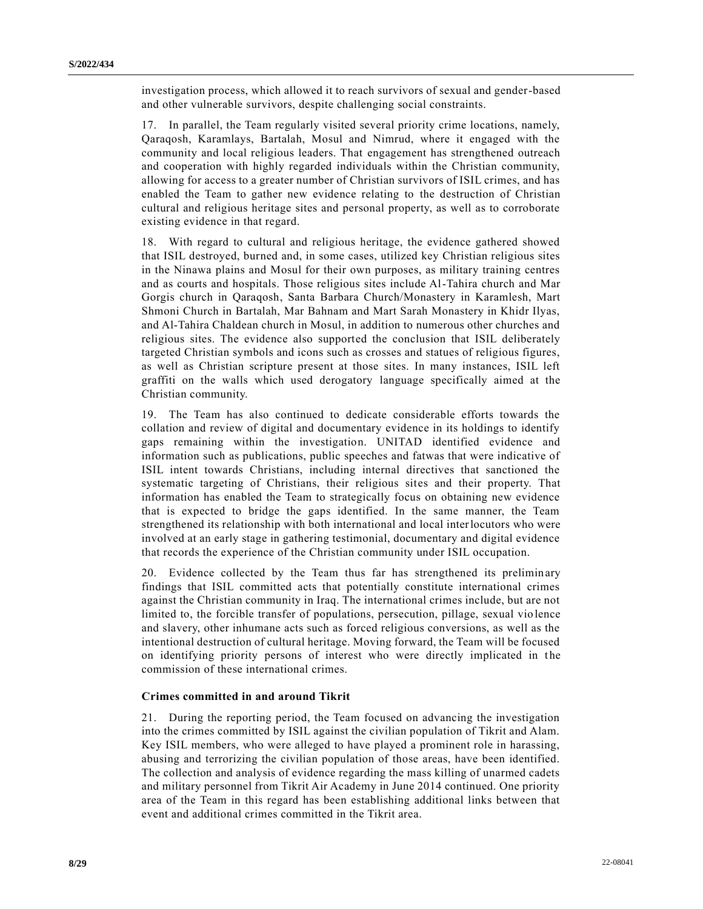investigation process, which allowed it to reach survivors of sexual and gender-based and other vulnerable survivors, despite challenging social constraints.

17. In parallel, the Team regularly visited several priority crime locations, namely, Qaraqosh, Karamlays, Bartalah, Mosul and Nimrud, where it engaged with the community and local religious leaders. That engagement has strengthened outreach and cooperation with highly regarded individuals within the Christian community, allowing for access to a greater number of Christian survivors of ISIL crimes, and has enabled the Team to gather new evidence relating to the destruction of Christian cultural and religious heritage sites and personal property, as well as to corroborate existing evidence in that regard.

18. With regard to cultural and religious heritage, the evidence gathered showed that ISIL destroyed, burned and, in some cases, utilized key Christian religious sites in the Ninawa plains and Mosul for their own purposes, as military training centres and as courts and hospitals. Those religious sites include Al-Tahira church and Mar Gorgis church in Qaraqosh, Santa Barbara Church/Monastery in Karamlesh, Mart Shmoni Church in Bartalah, Mar Bahnam and Mart Sarah Monastery in Khidr Ilyas, and Al-Tahira Chaldean church in Mosul, in addition to numerous other churches and religious sites. The evidence also supported the conclusion that ISIL deliberately targeted Christian symbols and icons such as crosses and statues of religious figures, as well as Christian scripture present at those sites. In many instances, ISIL left graffiti on the walls which used derogatory language specifically aimed at the Christian community.

19. The Team has also continued to dedicate considerable efforts towards the collation and review of digital and documentary evidence in its holdings to identify gaps remaining within the investigation. UNITAD identified evidence and information such as publications, public speeches and fatwas that were indicative of ISIL intent towards Christians, including internal directives that sanctioned the systematic targeting of Christians, their religious sites and their property. That information has enabled the Team to strategically focus on obtaining new evidence that is expected to bridge the gaps identified. In the same manner, the Team strengthened its relationship with both international and local interlocutors who were involved at an early stage in gathering testimonial, documentary and digital evidence that records the experience of the Christian community under ISIL occupation.

20. Evidence collected by the Team thus far has strengthened its preliminary findings that ISIL committed acts that potentially constitute international crimes against the Christian community in Iraq. The international crimes include, but are not limited to, the forcible transfer of populations, persecution, pillage, sexual violence and slavery, other inhumane acts such as forced religious conversions, as well as the intentional destruction of cultural heritage. Moving forward, the Team will be focused on identifying priority persons of interest who were directly implicated in the commission of these international crimes.

**Crimes committed in and around Tikrit**

21. During the reporting period, the Team focused on advancing the investigation into the crimes committed by ISIL against the civilian population of Tikrit and Alam. Key ISIL members, who were alleged to have played a prominent role in harassing, abusing and terrorizing the civilian population of those areas, have been identified. The collection and analysis of evidence regarding the mass killing of unarmed cadets and military personnel from Tikrit Air Academy in June 2014 continued. One priority area of the Team in this regard has been establishing additional links between that event and additional crimes committed in the Tikrit area.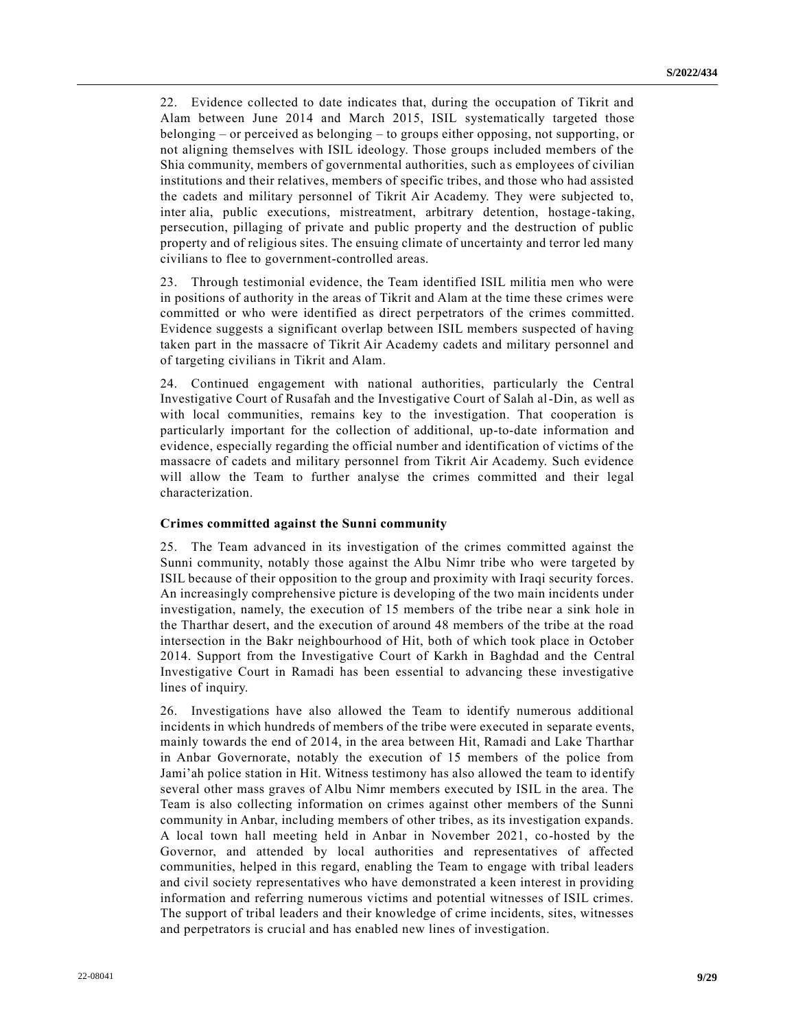22. Evidence collected to date indicates that, during the occupation of Tikrit and Alam between June 2014 and March 2015, ISIL systematically targeted those belonging – or perceived as belonging – to groups either opposing, not supporting, or not aligning themselves with ISIL ideology. Those groups included members of the Shia community, members of governmental authorities, such as employees of civilian institutions and their relatives, members of specific tribes, and those who had assisted the cadets and military personnel of Tikrit Air Academy. They were subjected to, inter alia, public executions, mistreatment, arbitrary detention, hostage-taking, persecution, pillaging of private and public property and the destruction of public property and of religious sites. The ensuing climate of uncertainty and terror led many civilians to flee to government-controlled areas.

23. Through testimonial evidence, the Team identified ISIL militia men who were in positions of authority in the areas of Tikrit and Alam at the time these crimes were committed or who were identified as direct perpetrators of the crimes committed. Evidence suggests a significant overlap between ISIL members suspected of having taken part in the massacre of Tikrit Air Academy cadets and military personnel and of targeting civilians in Tikrit and Alam.

24. Continued engagement with national authorities, particularly the Central Investigative Court of Rusafah and the Investigative Court of Salah al-Din, as well as with local communities, remains key to the investigation. That cooperation is particularly important for the collection of additional, up-to-date information and evidence, especially regarding the official number and identification of victims of the massacre of cadets and military personnel from Tikrit Air Academy. Such evidence will allow the Team to further analyse the crimes committed and their legal characterization.

**Crimes committed against the Sunni community**

25. The Team advanced in its investigation of the crimes committed against the Sunni community, notably those against the Albu Nimr tribe who were targeted by ISIL because of their opposition to the group and proximity with Iraqi security forces. An increasingly comprehensive picture is developing of the two main incidents under investigation, namely, the execution of 15 members of the tribe near a sink hole in the Tharthar desert, and the execution of around 48 members of the tribe at the road intersection in the Bakr neighbourhood of Hit, both of which took place in October 2014. Support from the Investigative Court of Karkh in Baghdad and the Central Investigative Court in Ramadi has been essential to advancing these investigative lines of inquiry.

26. Investigations have also allowed the Team to identify numerous additional incidents in which hundreds of members of the tribe were executed in separate events, mainly towards the end of 2014, in the area between Hit, Ramadi and Lake Tharthar in Anbar Governorate, notably the execution of 15 members of the police from Jami'ah police station in Hit. Witness testimony has also allowed the team to identify several other mass graves of Albu Nimr members executed by ISIL in the area. The Team is also collecting information on crimes against other members of the Sunni community in Anbar, including members of other tribes, as its investigation expands. A local town hall meeting held in Anbar in November 2021, co-hosted by the Governor, and attended by local authorities and representatives of affected communities, helped in this regard, enabling the Team to engage with tribal leaders and civil society representatives who have demonstrated a keen interest in providing information and referring numerous victims and potential witnesses of ISIL crimes. The support of tribal leaders and their knowledge of crime incidents, sites, witnesses and perpetrators is crucial and has enabled new lines of investigation.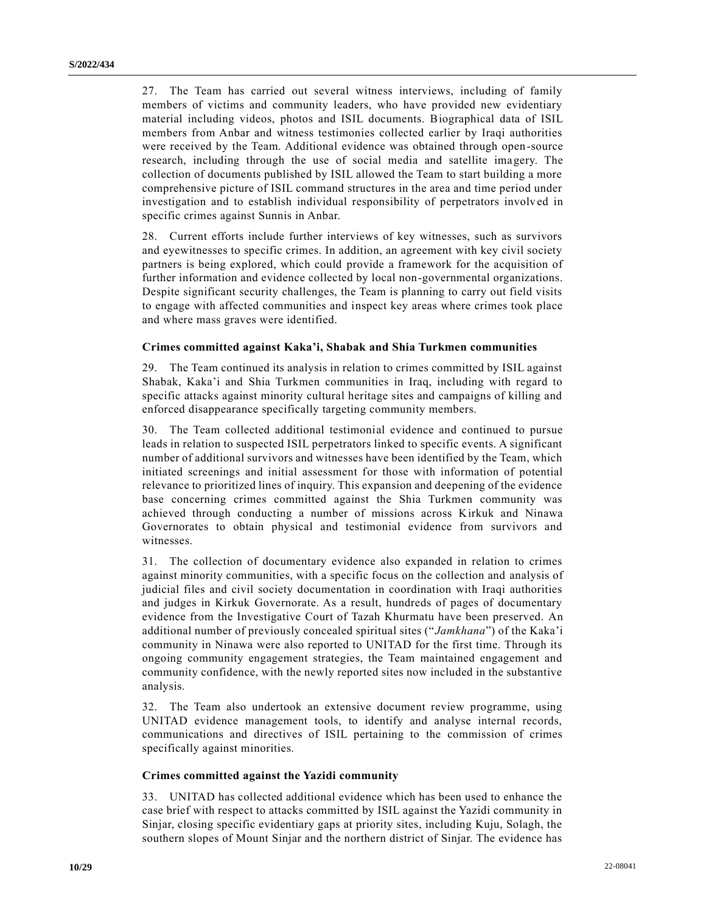27. The Team has carried out several witness interviews, including of family members of victims and community leaders, who have provided new evidentiary material including videos, photos and ISIL documents. Biographical data of ISIL members from Anbar and witness testimonies collected earlier by Iraqi authorities were received by the Team. Additional evidence was obtained through open-source research, including through the use of social media and satellite imagery. The collection of documents published by ISIL allowed the Team to start building a more comprehensive picture of ISIL command structures in the area and time period under investigation and to establish individual responsibility of perpetrators involved in specific crimes against Sunnis in Anbar.

28. Current efforts include further interviews of key witnesses, such as survivors and eyewitnesses to specific crimes. In addition, an agreement with key civil society partners is being explored, which could provide a framework for the acquisition of further information and evidence collected by local non-governmental organizations. Despite significant security challenges, the Team is planning to carry out field visits to engage with affected communities and inspect key areas where crimes took place and where mass graves were identified.

#### Crimes committed against Kaka'i, Shabak and Shia Turkmen communities

29. The Team continued its analysis in relation to crimes committed by ISIL against Shabak, Kaka'i and Shia Turkmen communities in Iraq, including with regard to specific attacks against minority cultural heritage sites and campaigns of killing and enforced disappearance specifically targeting community members.

30. The Team collected additional testimonial evidence and continued to pursue leads in relation to suspected ISIL perpetrators linked to specific events. A significant number of additional survivors and witnesses have been identified by the Team, which initiated screenings and initial assessment for those with information of potential relevance to prioritized lines of inquiry. This expansion and deepening of the evidence base concerning crimes committed against the Shia Turkmen community was achieved through conducting a number of missions across Kirkuk and Ninawa Governorates to obtain physical and testimonial evidence from survivors and witnesses.

31. The collection of documentary evidence also expanded in relation to crimes against minority communities, with a specific focus on the collection and analysis of judicial files and civil society documentation in coordination with Iraqi authorities and judges in Kirkuk Governorate. As a result, hundreds of pages of documentary evidence from the Investigative Court of Tazah Khurmatu have been preserved. An additional number of previously concealed spiritual sites ("*Jamkhana*") of the Kaka'i community in Ninawa were also reported to UNITAD for the first time. Through its ongoing community engagement strategies, the Team maintained engagement and community confidence, with the newly reported sites now included in the substantive analysis.

32. The Team also undertook an extensive document review programme, using UNITAD evidence management tools, to identify and analyse internal records, communications and directives of ISIL pertaining to the commission of crimes specifically against minorities.

#### Crimes committed against the Yazidi community

33. UNITAD has collected additional evidence which has been used to enhance the case brief with respect to attacks committed by ISIL against the Yazidi community in Sinjar, closing specific evidentiary gaps at priority sites, including Kuju, Solagh, the southern slopes of Mount Sinjar and the northern district of Sinjar. The evidence has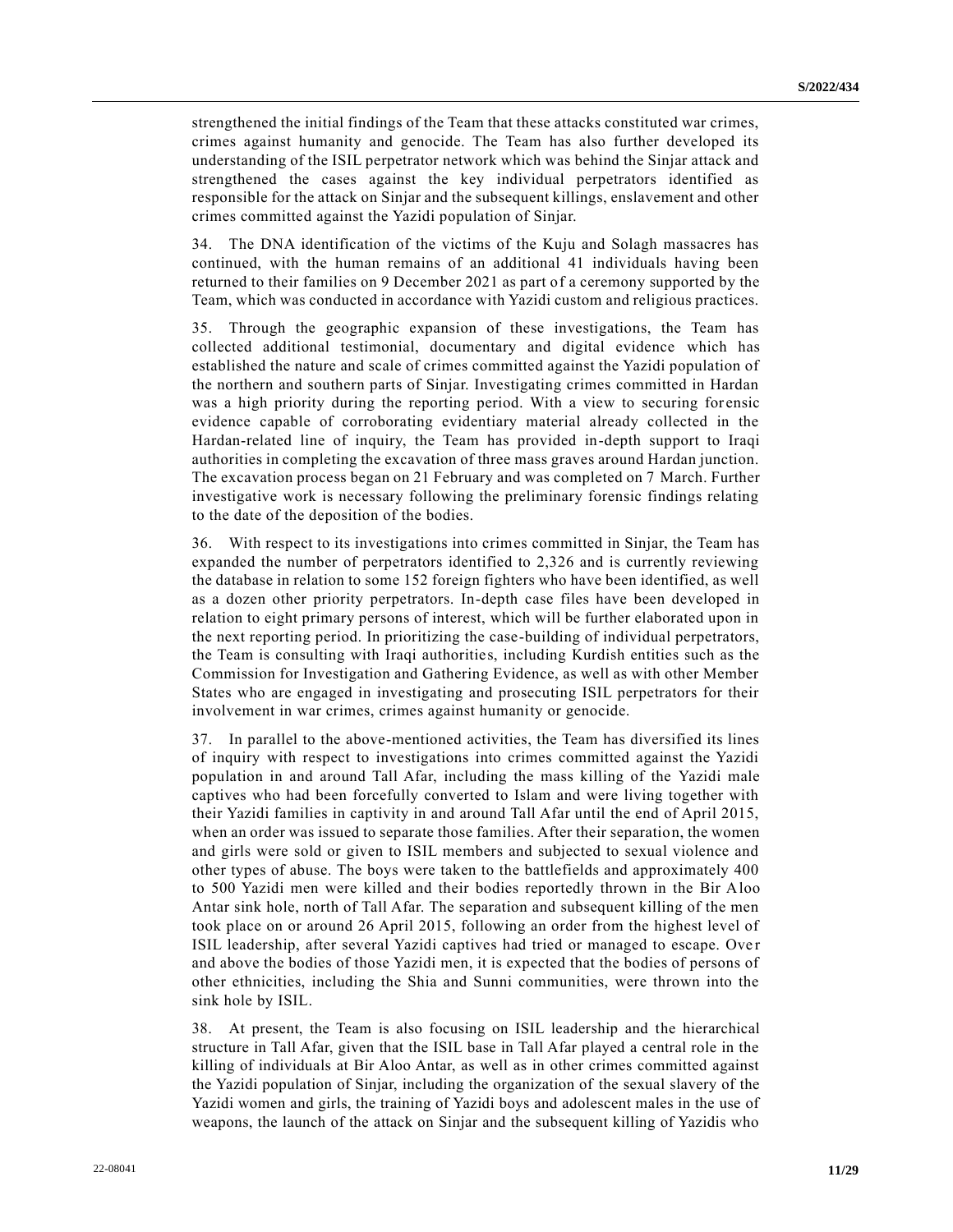strengthened the initial findings of the Team that these attacks constituted war crimes, crimes against humanity and genocide. The Team has also further developed its understanding of the ISIL perpetrator network which was behind the Sinjar attack and strengthened the cases against the key individual perpetrators identified as responsible for the attack on Sinjar and the subsequent killings, enslavement and other crimes committed against the Yazidi population of Sinjar.

34. The DNA identification of the victims of the Kuju and Solagh massacres has continued, with the human remains of an additional 41 individuals having been returned to their families on 9 December 2021 as part of a ceremony supported by the Team, which was conducted in accordance with Yazidi custom and religious practices.

35. Through the geographic expansion of these investigations, the Team has collected additional testimonial, documentary and digital evidence which has established the nature and scale of crimes committed against the Yazidi population of the northern and southern parts of Sinjar. Investigating crimes committed in Hardan was a high priority during the reporting period. With a view to securing forensic evidence capable of corroborating evidentiary material already collected in the Hardan-related line of inquiry, the Team has provided in-depth support to Iraqi authorities in completing the excavation of three mass graves around Hardan junction. The excavation process began on 21 February and was completed on 7 March. Further investigative work is necessary following the preliminary forensic findings relating to the date of the deposition of the bodies.

36. With respect to its investigations into crimes committed in Sinjar, the Team has expanded the number of perpetrators identified to 2,326 and is currently reviewing the database in relation to some 152 foreign fighters who have been identified, as well as a dozen other priority perpetrators. In-depth case files have been developed in relation to eight primary persons of interest, which will be further elaborated upon in the next reporting period. In prioritizing the case-building of individual perpetrators, the Team is consulting with Iraqi authorities, including Kurdish entities such as the Commission for Investigation and Gathering Evidence, as well as with other Member States who are engaged in investigating and prosecuting ISIL perpetrators for their involvement in war crimes, crimes against humanity or genocide.

37. In parallel to the above-mentioned activities, the Team has diversified its lines of inquiry with respect to investigations into crimes committed against the Yazidi population in and around Tall Afar, including the mass killing of the Yazidi male captives who had been forcefully converted to Islam and were living together with their Yazidi families in captivity in and around Tall Afar until the end of April 2015, when an order was issued to separate those families. After their separation, the women and girls were sold or given to ISIL members and subjected to sexual violence and other types of abuse. The boys were taken to the battlefields and approximately 400 to 500 Yazidi men were killed and their bodies reportedly thrown in the Bir Aloo Antar sink hole, north of Tall Afar. The separation and subsequent killing of the men took place on or around 26 April 2015, following an order from the highest level of ISIL leadership, after several Yazidi captives had tried or managed to escape. Over and above the bodies of those Yazidi men, it is expected that the bodies of persons of other ethnicities, including the Shia and Sunni communities, were thrown into the sink hole by ISIL.

38. At present, the Team is also focusing on ISIL leadership and the hierarchical structure in Tall Afar, given that the ISIL base in Tall Afar played a central role in the killing of individuals at Bir Aloo Antar, as well as in other crimes committed against the Yazidi population of Sinjar, including the organization of the sexual slavery of the Yazidi women and girls, the training of Yazidi boys and adolescent males in the use of weapons, the launch of the attack on Sinjar and the subsequent killing of Yazidis who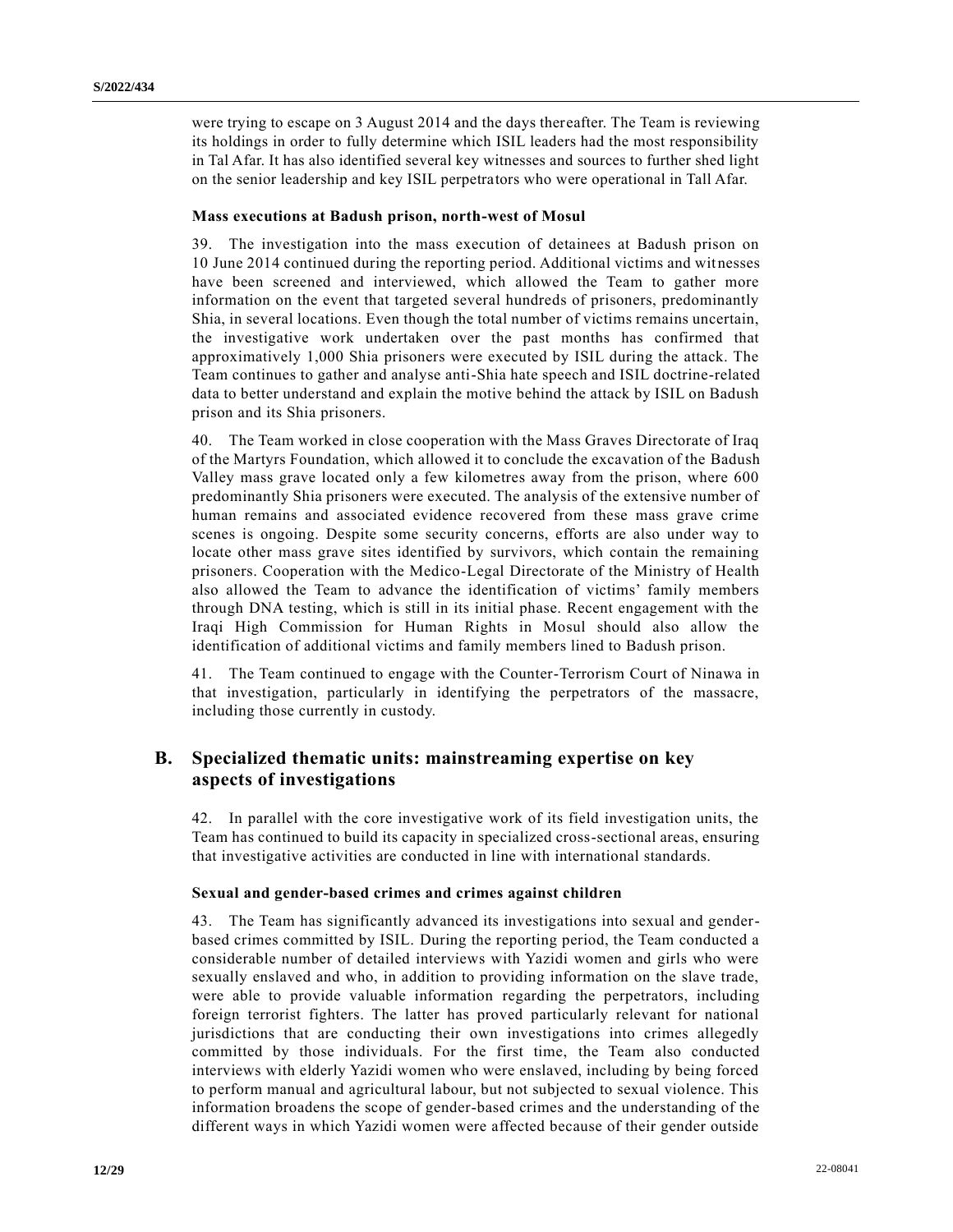were trying to escape on 3 August 2014 and the days thereafter. The Team is reviewing its holdings in order to fully determine which ISIL leaders had the most responsibility in Tal Afar. It has also identified several key witnesses and sources to further shed light on the senior leadership and key ISIL perpetrators who were operational in Tall Afar.

**Mass executions at Badush prison, north-west of Mosul**

39. The investigation into the mass execution of detainees at Badush prison on 10 June 2014 continued during the reporting period. Additional victims and witnesses have been screened and interviewed, which allowed the Team to gather more information on the event that targeted several hundreds of prisoners, predominantly Shia, in several locations. Even though the total number of victims remains uncertain, the investigative work undertaken over the past months has confirmed that approximatively 1,000 Shia prisoners were executed by ISIL during the attack. The Team continues to gather and analyse anti-Shia hate speech and ISIL doctrine-related data to better understand and explain the motive behind the attack by ISIL on Badush prison and its Shia prisoners.

40. The Team worked in close cooperation with the Mass Graves Directorate of Iraq of the Martyrs Foundation, which allowed it to conclude the excavation of the Badush Valley mass grave located only a few kilometres away from the prison, where 600 predominantly Shia prisoners were executed. The analysis of the extensive number of human remains and associated evidence recovered from these mass grave crime scenes is ongoing. Despite some security concerns, efforts are also under way to locate other mass grave sites identified by survivors, which contain the remaining prisoners. Cooperation with the Medico-Legal Directorate of the Ministry of Health also allowed the Team to advance the identification of victims' family members through DNA testing, which is still in its initial phase. Recent engagement with the Iraqi High Commission for Human Rights in Mosul should also allow the identification of additional victims and family members lined to Badush prison.

41. The Team continued to engage with the Counter-Terrorism Court of Ninawa in that investigation, particularly in identifying the perpetrators of the massacre, including those currently in custody.

## B. Specialized thematic units: mainstreaming expertise on key aspects of investigations

42. In parallel with the core investigative work of its field investigation units, the Team has continued to build its capacity in specialized cross-sectional areas, ensuring that investigative activities are conducted in line with international standards.

**Sexual and gender-based crimes and crimes against children**

43. The Team has significantly advanced its investigations into sexual and gender-based crimes committed by ISIL. During the reporting period, the Team conducted a considerable number of detailed interviews with Yazidi women and girls who were sexually enslaved and who, in addition to providing information on the slave trade, were able to provide valuable information regarding the perpetrators, including foreign terrorist fighters. The latter has proved particularly relevant for national jurisdictions that are conducting their own investigations into crimes allegedly committed by those individuals. For the first time, the Team also conducted interviews with elderly Yazidi women who were enslaved, including by being forced to perform manual and agricultural labour, but not subjected to sexual violence. This information broadens the scope of gender-based crimes and the understanding of the different ways in which Yazidi women were affected because of their gender outside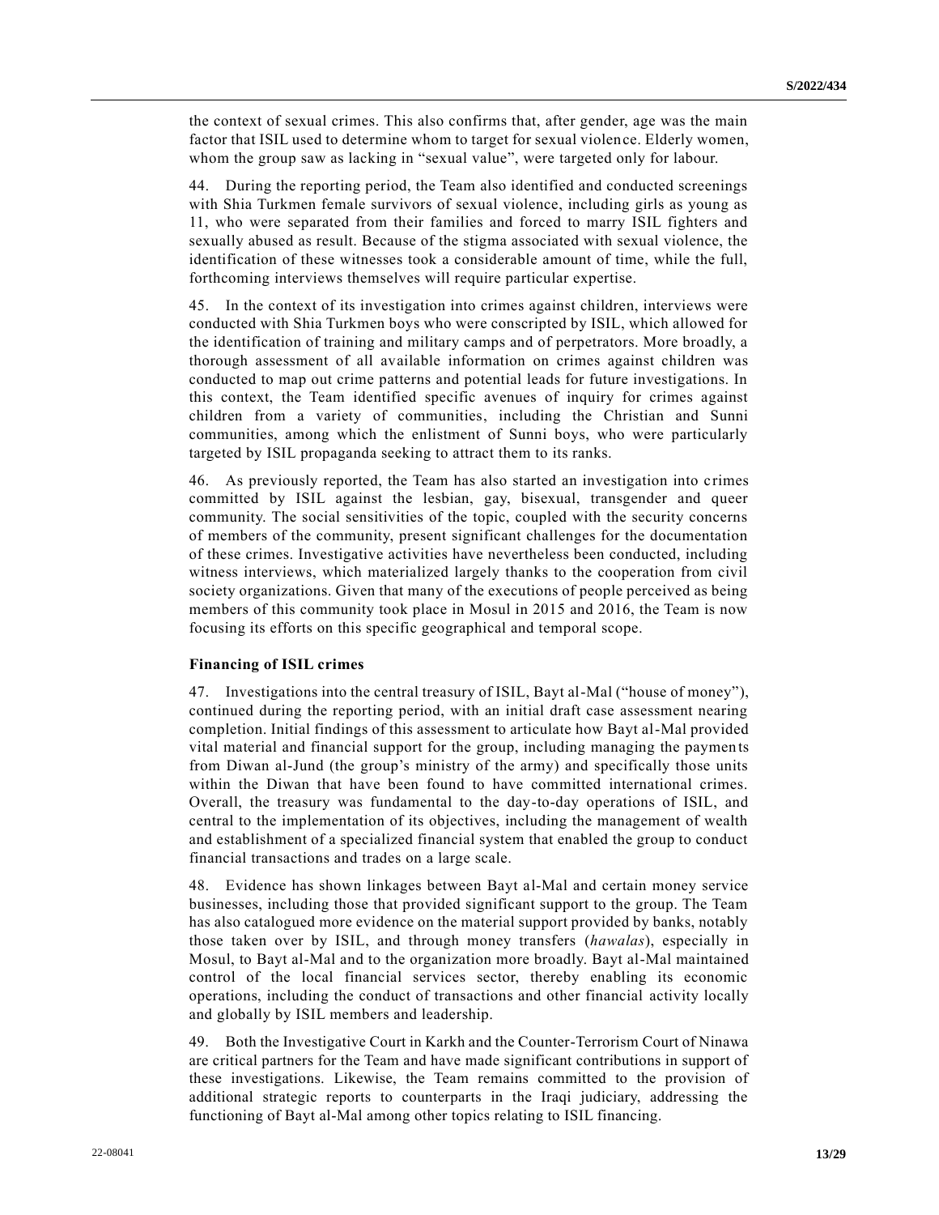the context of sexual crimes. This also confirms that, after gender, age was the main factor that ISIL used to determine whom to target for sexual violence. Elderly women, whom the group saw as lacking in "sexual value", were targeted only for labour.

44. During the reporting period, the Team also identified and conducted screenings with Shia Turkmen female survivors of sexual violence, including girls as young as 11, who were separated from their families and forced to marry ISIL fighters and sexually abused as result. Because of the stigma associated with sexual violence, the identification of these witnesses took a considerable amount of time, while the full, forthcoming interviews themselves will require particular expertise.

45. In the context of its investigation into crimes against children, interviews were conducted with Shia Turkmen boys who were conscripted by ISIL, which allowed for the identification of training and military camps and of perpetrators. More broadly, a thorough assessment of all available information on crimes against children was conducted to map out crime patterns and potential leads for future investigations. In this context, the Team identified specific avenues of inquiry for crimes against children from a variety of communities, including the Christian and Sunni communities, among which the enlistment of Sunni boys, who were particularly targeted by ISIL propaganda seeking to attract them to its ranks.

46. As previously reported, the Team has also started an investigation into crimes committed by ISIL against the lesbian, gay, bisexual, transgender and queer community. The social sensitivities of the topic, coupled with the security concerns of members of the community, present significant challenges for the documentation of these crimes. Investigative activities have nevertheless been conducted, including witness interviews, which materialized largely thanks to the cooperation from civil society organizations. Given that many of the executions of people perceived as being members of this community took place in Mosul in 2015 and 2016, the Team is now focusing its efforts on this specific geographical and temporal scope.

### Financing of ISIL crimes

47. Investigations into the central treasury of ISIL, Bayt al-Mal ("house of money"), continued during the reporting period, with an initial draft case assessment nearing completion. Initial findings of this assessment to articulate how Bayt al-Mal provided vital material and financial support for the group, including managing the payments from Diwan al-Jund (the group's ministry of the army) and specifically those units within the Diwan that have been found to have committed international crimes. Overall, the treasury was fundamental to the day-to-day operations of ISIL, and central to the implementation of its objectives, including the management of wealth and establishment of a specialized financial system that enabled the group to conduct financial transactions and trades on a large scale.

48. Evidence has shown linkages between Bayt al-Mal and certain money service businesses, including those that provided significant support to the group. The Team has also catalogued more evidence on the material support provided by banks, notably those taken over by ISIL, and through money transfers (*hawalas*), especially in Mosul, to Bayt al-Mal and to the organization more broadly. Bayt al-Mal maintained control of the local financial services sector, thereby enabling its economic operations, including the conduct of transactions and other financial activity locally and globally by ISIL members and leadership.

49. Both the Investigative Court in Karkh and the Counter-Terrorism Court of Ninawa are critical partners for the Team and have made significant contributions in support of these investigations. Likewise, the Team remains committed to the provision of additional strategic reports to counterparts in the Iraqi judiciary, addressing the functioning of Bayt al-Mal among other topics relating to ISIL financing.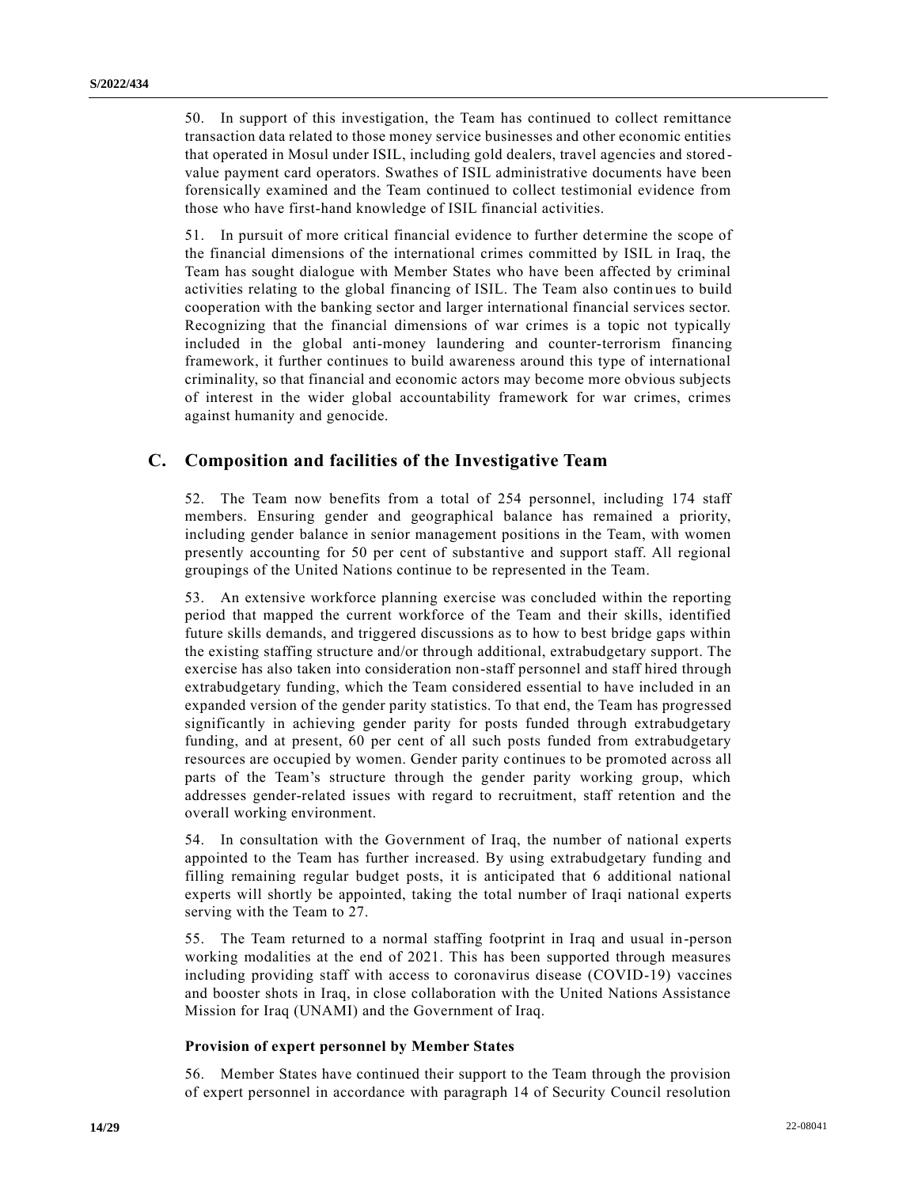50. In support of this investigation, the Team has continued to collect remittance transaction data related to those money service businesses and other economic entities that operated in Mosul under ISIL, including gold dealers, travel agencies and stored-value payment card operators. Swathes of ISIL administrative documents have been forensically examined and the Team continued to collect testimonial evidence from those who have first-hand knowledge of ISIL financial activities.

51. In pursuit of more critical financial evidence to further determine the scope of the financial dimensions of the international crimes committed by ISIL in Iraq, the Team has sought dialogue with Member States who have been affected by criminal activities relating to the global financing of ISIL. The Team also continues to build cooperation with the banking sector and larger international financial services sector. Recognizing that the financial dimensions of war crimes is a topic not typically included in the global anti-money laundering and counter-terrorism financing framework, it further continues to build awareness around this type of international criminality, so that financial and economic actors may become more obvious subjects of interest in the wider global accountability framework for war crimes, crimes against humanity and genocide.

## C. Composition and facilities of the Investigative Team

52. The Team now benefits from a total of 254 personnel, including 174 staff members. Ensuring gender and geographical balance has remained a priority, including gender balance in senior management positions in the Team, with women presently accounting for 50 per cent of substantive and support staff. All regional groupings of the United Nations continue to be represented in the Team.

53. An extensive workforce planning exercise was concluded within the reporting period that mapped the current workforce of the Team and their skills, identified future skills demands, and triggered discussions as to how to best bridge gaps within the existing staffing structure and/or through additional, extrabudgetary support. The exercise has also taken into consideration non-staff personnel and staff hired through extrabudgetary funding, which the Team considered essential to have included in an expanded version of the gender parity statistics. To that end, the Team has progressed significantly in achieving gender parity for posts funded through extrabudgetary funding, and at present, 60 per cent of all such posts funded from extrabudgetary resources are occupied by women. Gender parity continues to be promoted across all parts of the Team's structure through the gender parity working group, which addresses gender-related issues with regard to recruitment, staff retention and the overall working environment.

54. In consultation with the Government of Iraq, the number of national experts appointed to the Team has further increased. By using extrabudgetary funding and filling remaining regular budget posts, it is anticipated that 6 additional national experts will shortly be appointed, taking the total number of Iraqi national experts serving with the Team to 27.

55. The Team returned to a normal staffing footprint in Iraq and usual in-person working modalities at the end of 2021. This has been supported through measures including providing staff with access to coronavirus disease (COVID-19) vaccines and booster shots in Iraq, in close collaboration with the United Nations Assistance Mission for Iraq (UNAMI) and the Government of Iraq.

### Provision of expert personnel by Member States

56. Member States have continued their support to the Team through the provision of expert personnel in accordance with paragraph 14 of Security Council resolution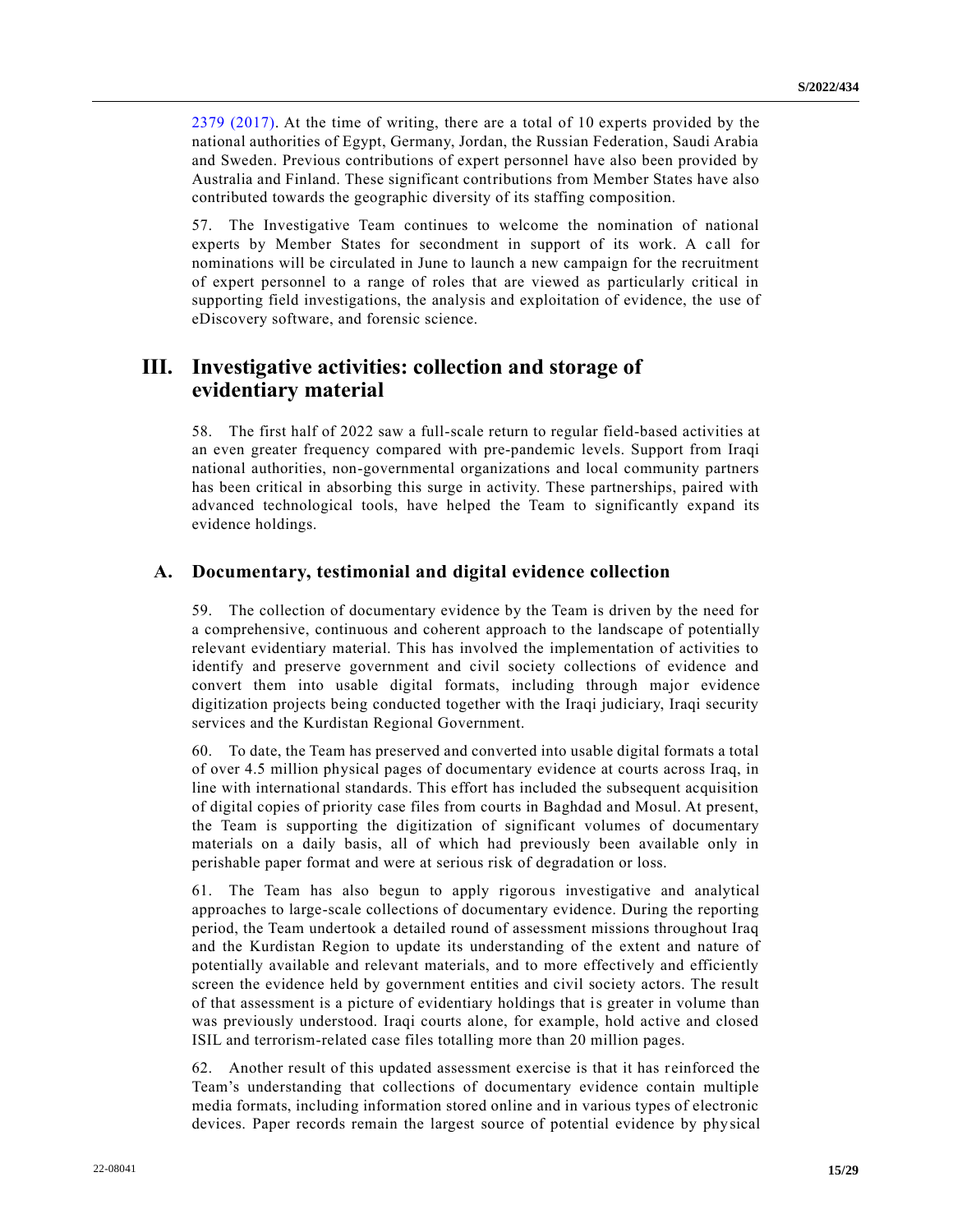2379 (2017). At the time of writing, there are a total of 10 experts provided by the national authorities of Egypt, Germany, Jordan, the Russian Federation, Saudi Arabia and Sweden. Previous contributions of expert personnel have also been provided by Australia and Finland. These significant contributions from Member States have also contributed towards the geographic diversity of its staffing composition.

57. The Investigative Team continues to welcome the nomination of national experts by Member States for secondment in support of its work. A call for nominations will be circulated in June to launch a new campaign for the recruitment of expert personnel to a range of roles that are viewed as particularly critical in supporting field investigations, the analysis and exploitation of evidence, the use of eDiscovery software, and forensic science.

## III. Investigative activities: collection and storage of evidentiary material

58. The first half of 2022 saw a full-scale return to regular field-based activities at an even greater frequency compared with pre-pandemic levels. Support from Iraqi national authorities, non-governmental organizations and local community partners has been critical in absorbing this surge in activity. These partnerships, paired with advanced technological tools, have helped the Team to significantly expand its evidence holdings.

### A. Documentary, testimonial and digital evidence collection

59. The collection of documentary evidence by the Team is driven by the need for a comprehensive, continuous and coherent approach to the landscape of potentially relevant evidentiary material. This has involved the implementation of activities to identify and preserve government and civil society collections of evidence and convert them into usable digital formats, including through major evidence digitization projects being conducted together with the Iraqi judiciary, Iraqi security services and the Kurdistan Regional Government.

60. To date, the Team has preserved and converted into usable digital formats a total of over 4.5 million physical pages of documentary evidence at courts across Iraq, in line with international standards. This effort has included the subsequent acquisition of digital copies of priority case files from courts in Baghdad and Mosul. At present, the Team is supporting the digitization of significant volumes of documentary materials on a daily basis, all of which had previously been available only in perishable paper format and were at serious risk of degradation or loss.

61. The Team has also begun to apply rigorous investigative and analytical approaches to large-scale collections of documentary evidence. During the reporting period, the Team undertook a detailed round of assessment missions throughout Iraq and the Kurdistan Region to update its understanding of the extent and nature of potentially available and relevant materials, and to more effectively and efficiently screen the evidence held by government entities and civil society actors. The result of that assessment is a picture of evidentiary holdings that is greater in volume than was previously understood. Iraqi courts alone, for example, hold active and closed ISIL and terrorism-related case files totalling more than 20 million pages.

62. Another result of this updated assessment exercise is that it has reinforced the Team's understanding that collections of documentary evidence contain multiple media formats, including information stored online and in various types of electronic devices. Paper records remain the largest source of potential evidence by physical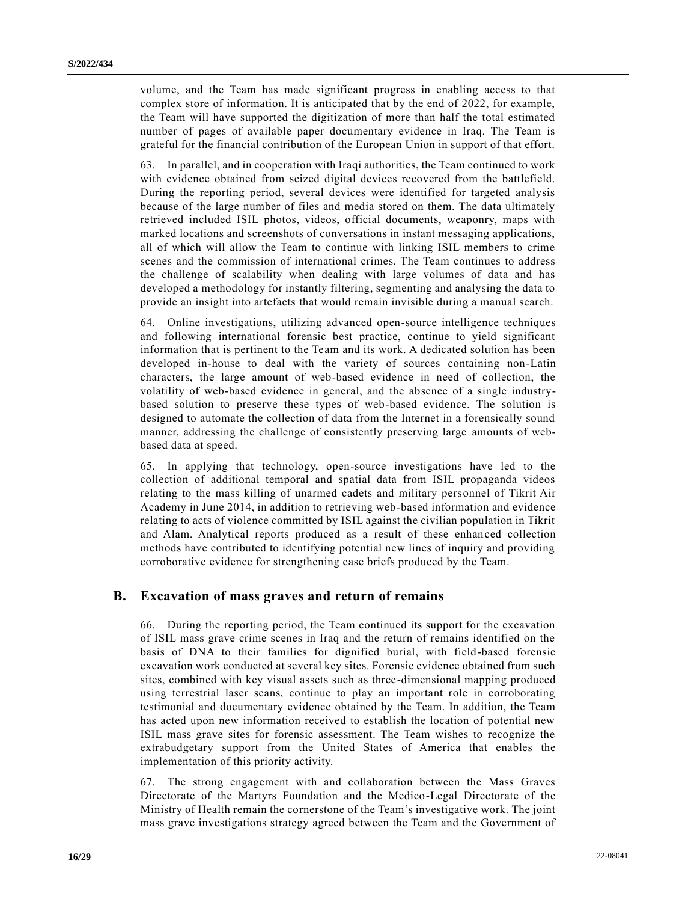volume, and the Team has made significant progress in enabling access to that complex store of information. It is anticipated that by the end of 2022, for example, the Team will have supported the digitization of more than half the total estimated number of pages of available paper documentary evidence in Iraq. The Team is grateful for the financial contribution of the European Union in support of that effort.

63. In parallel, and in cooperation with Iraqi authorities, the Team continued to work with evidence obtained from seized digital devices recovered from the battlefield. During the reporting period, several devices were identified for targeted analysis because of the large number of files and media stored on them. The data ultimately retrieved included ISIL photos, videos, official documents, weaponry, maps with marked locations and screenshots of conversations in instant messaging applications, all of which will allow the Team to continue with linking ISIL members to crime scenes and the commission of international crimes. The Team continues to address the challenge of scalability when dealing with large volumes of data and has developed a methodology for instantly filtering, segmenting and analysing the data to provide an insight into artefacts that would remain invisible during a manual search.

64. Online investigations, utilizing advanced open-source intelligence techniques and following international forensic best practice, continue to yield significant information that is pertinent to the Team and its work. A dedicated solution has been developed in-house to deal with the variety of sources containing non-Latin characters, the large amount of web-based evidence in need of collection, the volatility of web-based evidence in general, and the absence of a single industry-based solution to preserve these types of web-based evidence. The solution is designed to automate the collection of data from the Internet in a forensically sound manner, addressing the challenge of consistently preserving large amounts of web-based data at speed.

65. In applying that technology, open-source investigations have led to the collection of additional temporal and spatial data from ISIL propaganda videos relating to the mass killing of unarmed cadets and military personnel of Tikrit Air Academy in June 2014, in addition to retrieving web-based information and evidence relating to acts of violence committed by ISIL against the civilian population in Tikrit and Alam. Analytical reports produced as a result of these enhanced collection methods have contributed to identifying potential new lines of inquiry and providing corroborative evidence for strengthening case briefs produced by the Team.

## B. Excavation of mass graves and return of remains

66. During the reporting period, the Team continued its support for the excavation of ISIL mass grave crime scenes in Iraq and the return of remains identified on the basis of DNA to their families for dignified burial, with field-based forensic excavation work conducted at several key sites. Forensic evidence obtained from such sites, combined with key visual assets such as three-dimensional mapping produced using terrestrial laser scans, continue to play an important role in corroborating testimonial and documentary evidence obtained by the Team. In addition, the Team has acted upon new information received to establish the location of potential new ISIL mass grave sites for forensic assessment. The Team wishes to recognize the extrabudgetary support from the United States of America that enables the implementation of this priority activity.

67. The strong engagement with and collaboration between the Mass Graves Directorate of the Martyrs Foundation and the Medico-Legal Directorate of the Ministry of Health remain the cornerstone of the Team's investigative work. The joint mass grave investigations strategy agreed between the Team and the Government of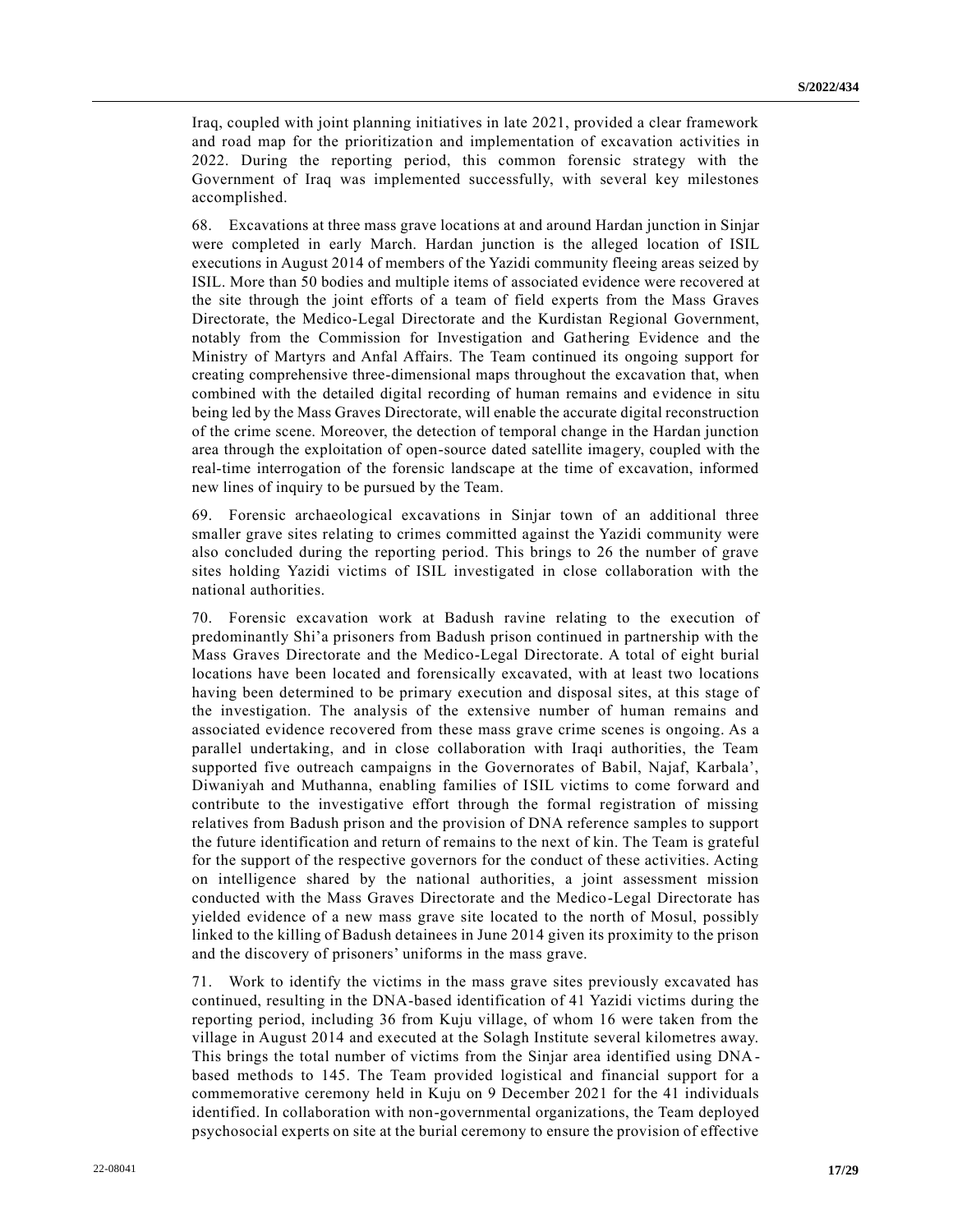Iraq, coupled with joint planning initiatives in late 2021, provided a clear framework and road map for the prioritization and implementation of excavation activities in 2022. During the reporting period, this common forensic strategy with the Government of Iraq was implemented successfully, with several key milestones accomplished.

68. Excavations at three mass grave locations at and around Hardan junction in Sinjar were completed in early March. Hardan junction is the alleged location of ISIL executions in August 2014 of members of the Yazidi community fleeing areas seized by ISIL. More than 50 bodies and multiple items of associated evidence were recovered at the site through the joint efforts of a team of field experts from the Mass Graves Directorate, the Medico-Legal Directorate and the Kurdistan Regional Government, notably from the Commission for Investigation and Gathering Evidence and the Ministry of Martyrs and Anfal Affairs. The Team continued its ongoing support for creating comprehensive three-dimensional maps throughout the excavation that, when combined with the detailed digital recording of human remains and evidence in situ being led by the Mass Graves Directorate, will enable the accurate digital reconstruction of the crime scene. Moreover, the detection of temporal change in the Hardan junction area through the exploitation of open-source dated satellite imagery, coupled with the real-time interrogation of the forensic landscape at the time of excavation, informed new lines of inquiry to be pursued by the Team.

69. Forensic archaeological excavations in Sinjar town of an additional three smaller grave sites relating to crimes committed against the Yazidi community were also concluded during the reporting period. This brings to 26 the number of grave sites holding Yazidi victims of ISIL investigated in close collaboration with the national authorities.

70. Forensic excavation work at Badush ravine relating to the execution of predominantly Shi'a prisoners from Badush prison continued in partnership with the Mass Graves Directorate and the Medico-Legal Directorate. A total of eight burial locations have been located and forensically excavated, with at least two locations having been determined to be primary execution and disposal sites, at this stage of the investigation. The analysis of the extensive number of human remains and associated evidence recovered from these mass grave crime scenes is ongoing. As a parallel undertaking, and in close collaboration with Iraqi authorities, the Team supported five outreach campaigns in the Governorates of Babil, Najaf, Karbala', Diwaniyah and Muthanna, enabling families of ISIL victims to come forward and contribute to the investigative effort through the formal registration of missing relatives from Badush prison and the provision of DNA reference samples to support the future identification and return of remains to the next of kin. The Team is grateful for the support of the respective governors for the conduct of these activities. Acting on intelligence shared by the national authorities, a joint assessment mission conducted with the Mass Graves Directorate and the Medico-Legal Directorate has yielded evidence of a new mass grave site located to the north of Mosul, possibly linked to the killing of Badush detainees in June 2014 given its proximity to the prison and the discovery of prisoners' uniforms in the mass grave.

71. Work to identify the victims in the mass grave sites previously excavated has continued, resulting in the DNA-based identification of 41 Yazidi victims during the reporting period, including 36 from Kuju village, of whom 16 were taken from the village in August 2014 and executed at the Solagh Institute several kilometres away. This brings the total number of victims from the Sinjar area identified using DNA-based methods to 145. The Team provided logistical and financial support for a commemorative ceremony held in Kuju on 9 December 2021 for the 41 individuals identified. In collaboration with non-governmental organizations, the Team deployed psychosocial experts on site at the burial ceremony to ensure the provision of effective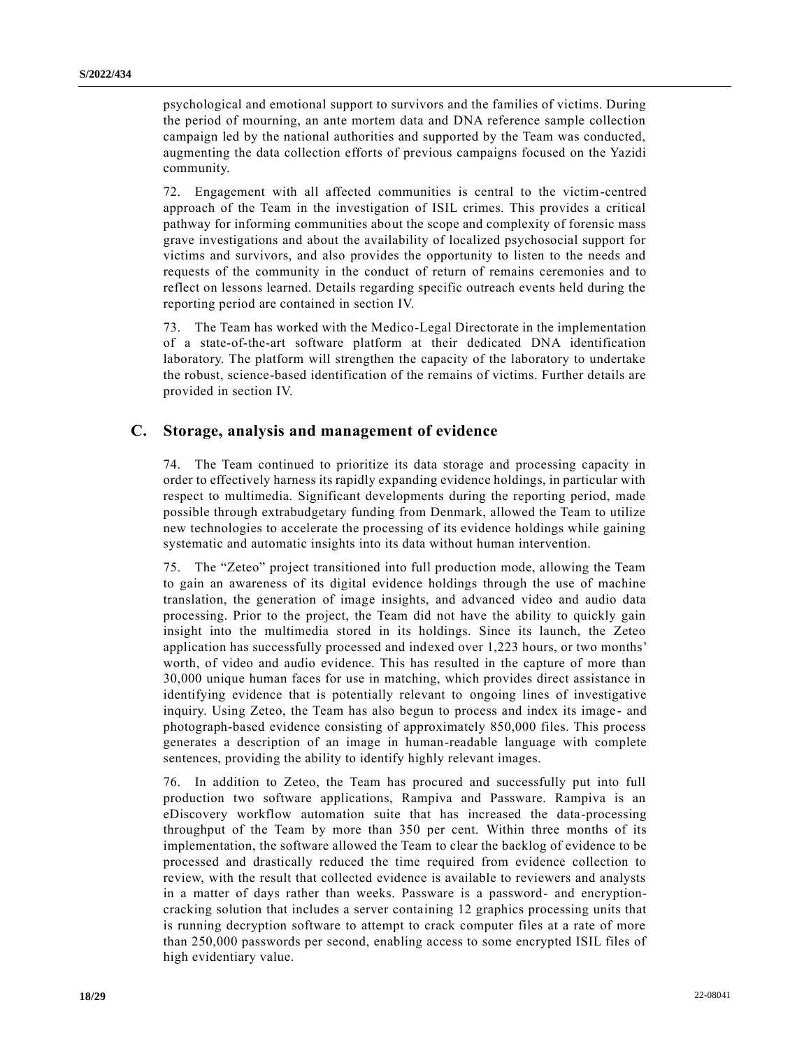psychological and emotional support to survivors and the families of victims. During the period of mourning, an ante mortem data and DNA reference sample collection campaign led by the national authorities and supported by the Team was conducted, augmenting the data collection efforts of previous campaigns focused on the Yazidi community.

72. Engagement with all affected communities is central to the victim-centred approach of the Team in the investigation of ISIL crimes. This provides a critical pathway for informing communities about the scope and complexity of forensic mass grave investigations and about the availability of localized psychosocial support for victims and survivors, and also provides the opportunity to listen to the needs and requests of the community in the conduct of return of remains ceremonies and to reflect on lessons learned. Details regarding specific outreach events held during the reporting period are contained in section IV.

73. The Team has worked with the Medico-Legal Directorate in the implementation of a state-of-the-art software platform at their dedicated DNA identification laboratory. The platform will strengthen the capacity of the laboratory to undertake the robust, science-based identification of the remains of victims. Further details are provided in section IV.

## C. Storage, analysis and management of evidence

74. The Team continued to prioritize its data storage and processing capacity in order to effectively harness its rapidly expanding evidence holdings, in particular with respect to multimedia. Significant developments during the reporting period, made possible through extrabudgetary funding from Denmark, allowed the Team to utilize new technologies to accelerate the processing of its evidence holdings while gaining systematic and automatic insights into its data without human intervention.

75. The "Zeteo" project transitioned into full production mode, allowing the Team to gain an awareness of its digital evidence holdings through the use of machine translation, the generation of image insights, and advanced video and audio data processing. Prior to the project, the Team did not have the ability to quickly gain insight into the multimedia stored in its holdings. Since its launch, the Zeteo application has successfully processed and indexed over 1,223 hours, or two months' worth, of video and audio evidence. This has resulted in the capture of more than 30,000 unique human faces for use in matching, which provides direct assistance in identifying evidence that is potentially relevant to ongoing lines of investigative inquiry. Using Zeteo, the Team has also begun to process and index its image- and photograph-based evidence consisting of approximately 850,000 files. This process generates a description of an image in human-readable language with complete sentences, providing the ability to identify highly relevant images.

76. In addition to Zeteo, the Team has procured and successfully put into full production two software applications, Rampiva and Passware. Rampiva is an eDiscovery workflow automation suite that has increased the data-processing throughput of the Team by more than 350 per cent. Within three months of its implementation, the software allowed the Team to clear the backlog of evidence to be processed and drastically reduced the time required from evidence collection to review, with the result that collected evidence is available to reviewers and analysts in a matter of days rather than weeks. Passware is a password- and encryption-cracking solution that includes a server containing 12 graphics processing units that is running decryption software to attempt to crack computer files at a rate of more than 250,000 passwords per second, enabling access to some encrypted ISIL files of high evidentiary value.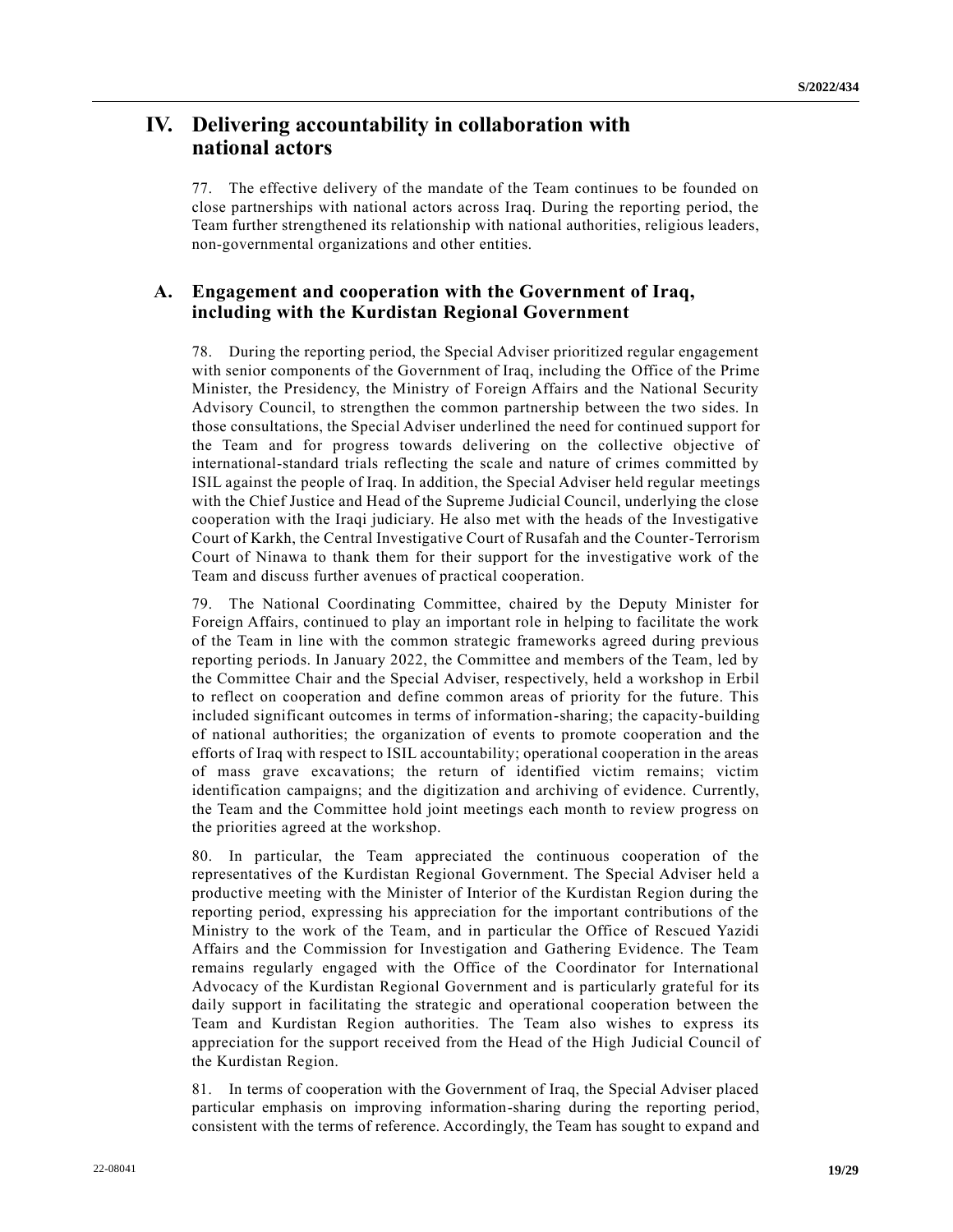# IV. Delivering accountability in collaboration with national actors

77. The effective delivery of the mandate of the Team continues to be founded on close partnerships with national actors across Iraq. During the reporting period, the Team further strengthened its relationship with national authorities, religious leaders, non-governmental organizations and other entities.

## A. Engagement and cooperation with the Government of Iraq, including with the Kurdistan Regional Government

78. During the reporting period, the Special Adviser prioritized regular engagement with senior components of the Government of Iraq, including the Office of the Prime Minister, the Presidency, the Ministry of Foreign Affairs and the National Security Advisory Council, to strengthen the common partnership between the two sides. In those consultations, the Special Adviser underlined the need for continued support for the Team and for progress towards delivering on the collective objective of international-standard trials reflecting the scale and nature of crimes committed by ISIL against the people of Iraq. In addition, the Special Adviser held regular meetings with the Chief Justice and Head of the Supreme Judicial Council, underlying the close cooperation with the Iraqi judiciary. He also met with the heads of the Investigative Court of Karkh, the Central Investigative Court of Rusafah and the Counter-Terrorism Court of Ninawa to thank them for their support for the investigative work of the Team and discuss further avenues of practical cooperation.

79. The National Coordinating Committee, chaired by the Deputy Minister for Foreign Affairs, continued to play an important role in helping to facilitate the work of the Team in line with the common strategic frameworks agreed during previous reporting periods. In January 2022, the Committee and members of the Team, led by the Committee Chair and the Special Adviser, respectively, held a workshop in Erbil to reflect on cooperation and define common areas of priority for the future. This included significant outcomes in terms of information-sharing; the capacity-building of national authorities; the organization of events to promote cooperation and the efforts of Iraq with respect to ISIL accountability; operational cooperation in the areas of mass grave excavations; the return of identified victim remains; victim identification campaigns; and the digitization and archiving of evidence. Currently, the Team and the Committee hold joint meetings each month to review progress on the priorities agreed at the workshop.

80. In particular, the Team appreciated the continuous cooperation of the representatives of the Kurdistan Regional Government. The Special Adviser held a productive meeting with the Minister of Interior of the Kurdistan Region during the reporting period, expressing his appreciation for the important contributions of the Ministry to the work of the Team, and in particular the Office of Rescued Yazidi Affairs and the Commission for Investigation and Gathering Evidence. The Team remains regularly engaged with the Office of the Coordinator for International Advocacy of the Kurdistan Regional Government and is particularly grateful for its daily support in facilitating the strategic and operational cooperation between the Team and Kurdistan Region authorities. The Team also wishes to express its appreciation for the support received from the Head of the High Judicial Council of the Kurdistan Region.

81. In terms of cooperation with the Government of Iraq, the Special Adviser placed particular emphasis on improving information-sharing during the reporting period, consistent with the terms of reference. Accordingly, the Team has sought to expand and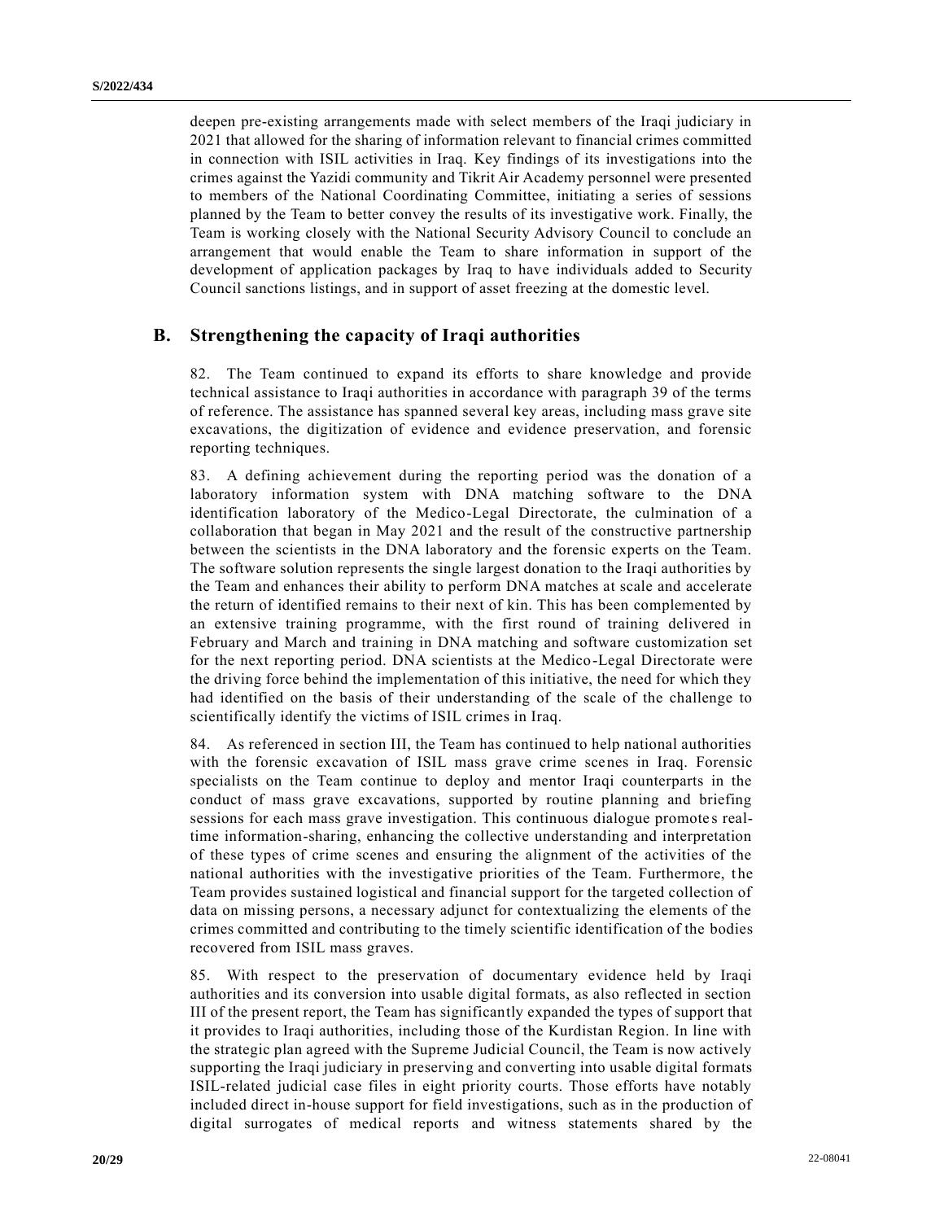deepen pre-existing arrangements made with select members of the Iraqi judiciary in 2021 that allowed for the sharing of information relevant to financial crimes committed in connection with ISIL activities in Iraq. Key findings of its investigations into the crimes against the Yazidi community and Tikrit Air Academy personnel were presented to members of the National Coordinating Committee, initiating a series of sessions planned by the Team to better convey the results of its investigative work. Finally, the Team is working closely with the National Security Advisory Council to conclude an arrangement that would enable the Team to share information in support of the development of application packages by Iraq to have individuals added to Security Council sanctions listings, and in support of asset freezing at the domestic level.

## B. Strengthening the capacity of Iraqi authorities

82. The Team continued to expand its efforts to share knowledge and provide technical assistance to Iraqi authorities in accordance with paragraph 39 of the terms of reference. The assistance has spanned several key areas, including mass grave site excavations, the digitization of evidence and evidence preservation, and forensic reporting techniques.

83. A defining achievement during the reporting period was the donation of a laboratory information system with DNA matching software to the DNA identification laboratory of the Medico-Legal Directorate, the culmination of a collaboration that began in May 2021 and the result of the constructive partnership between the scientists in the DNA laboratory and the forensic experts on the Team. The software solution represents the single largest donation to the Iraqi authorities by the Team and enhances their ability to perform DNA matches at scale and accelerate the return of identified remains to their next of kin. This has been complemented by an extensive training programme, with the first round of training delivered in February and March and training in DNA matching and software customization set for the next reporting period. DNA scientists at the Medico-Legal Directorate were the driving force behind the implementation of this initiative, the need for which they had identified on the basis of their understanding of the scale of the challenge to scientifically identify the victims of ISIL crimes in Iraq.

84. As referenced in section III, the Team has continued to help national authorities with the forensic excavation of ISIL mass grave crime scenes in Iraq. Forensic specialists on the Team continue to deploy and mentor Iraqi counterparts in the conduct of mass grave excavations, supported by routine planning and briefing sessions for each mass grave investigation. This continuous dialogue promotes real-time information-sharing, enhancing the collective understanding and interpretation of these types of crime scenes and ensuring the alignment of the activities of the national authorities with the investigative priorities of the Team. Furthermore, the Team provides sustained logistical and financial support for the targeted collection of data on missing persons, a necessary adjunct for contextualizing the elements of the crimes committed and contributing to the timely scientific identification of the bodies recovered from ISIL mass graves.

85. With respect to the preservation of documentary evidence held by Iraqi authorities and its conversion into usable digital formats, as also reflected in section III of the present report, the Team has significantly expanded the types of support that it provides to Iraqi authorities, including those of the Kurdistan Region. In line with the strategic plan agreed with the Supreme Judicial Council, the Team is now actively supporting the Iraqi judiciary in preserving and converting into usable digital formats ISIL-related judicial case files in eight priority courts. Those efforts have notably included direct in-house support for field investigations, such as in the production of digital surrogates of medical reports and witness statements shared by the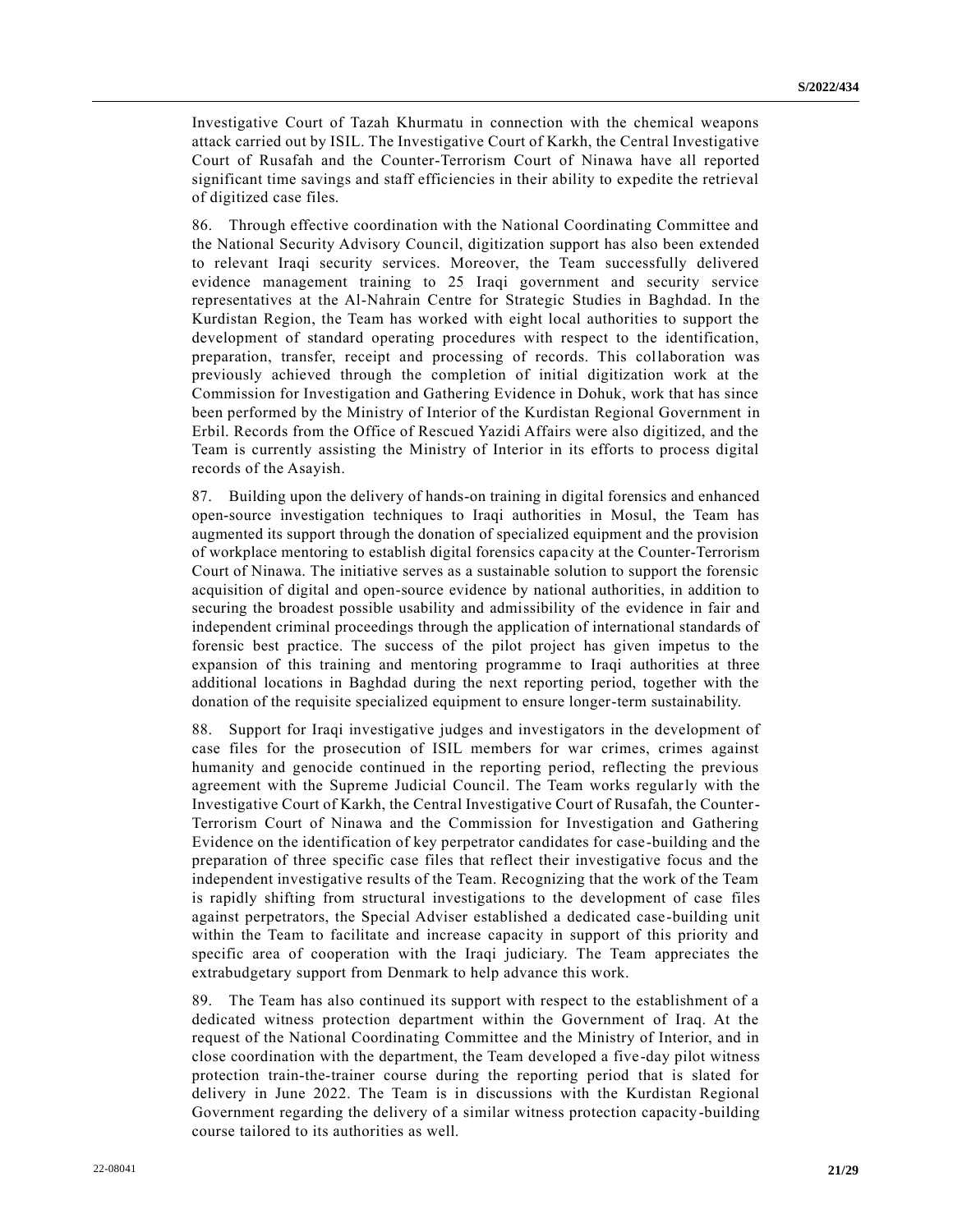Investigative Court of Tazah Khurmatu in connection with the chemical weapons attack carried out by ISIL. The Investigative Court of Karkh, the Central Investigative Court of Rusafah and the Counter-Terrorism Court of Ninawa have all reported significant time savings and staff efficiencies in their ability to expedite the retrieval of digitized case files.

86. Through effective coordination with the National Coordinating Committee and the National Security Advisory Council, digitization support has also been extended to relevant Iraqi security services. Moreover, the Team successfully delivered evidence management training to 25 Iraqi government and security service representatives at the Al-Nahrain Centre for Strategic Studies in Baghdad. In the Kurdistan Region, the Team has worked with eight local authorities to support the development of standard operating procedures with respect to the identification, preparation, transfer, receipt and processing of records. This collaboration was previously achieved through the completion of initial digitization work at the Commission for Investigation and Gathering Evidence in Dohuk, work that has since been performed by the Ministry of Interior of the Kurdistan Regional Government in Erbil. Records from the Office of Rescued Yazidi Affairs were also digitized, and the Team is currently assisting the Ministry of Interior in its efforts to process digital records of the Asayish.

87. Building upon the delivery of hands-on training in digital forensics and enhanced open-source investigation techniques to Iraqi authorities in Mosul, the Team has augmented its support through the donation of specialized equipment and the provision of workplace mentoring to establish digital forensics capacity at the Counter-Terrorism Court of Ninawa. The initiative serves as a sustainable solution to support the forensic acquisition of digital and open-source evidence by national authorities, in addition to securing the broadest possible usability and admissibility of the evidence in fair and independent criminal proceedings through the application of international standards of forensic best practice. The success of the pilot project has given impetus to the expansion of this training and mentoring programme to Iraqi authorities at three additional locations in Baghdad during the next reporting period, together with the donation of the requisite specialized equipment to ensure longer-term sustainability.

88. Support for Iraqi investigative judges and investigators in the development of case files for the prosecution of ISIL members for war crimes, crimes against humanity and genocide continued in the reporting period, reflecting the previous agreement with the Supreme Judicial Council. The Team works regularly with the Investigative Court of Karkh, the Central Investigative Court of Rusafah, the Counter-Terrorism Court of Ninawa and the Commission for Investigation and Gathering Evidence on the identification of key perpetrator candidates for case-building and the preparation of three specific case files that reflect their investigative focus and the independent investigative results of the Team. Recognizing that the work of the Team is rapidly shifting from structural investigations to the development of case files against perpetrators, the Special Adviser established a dedicated case-building unit within the Team to facilitate and increase capacity in support of this priority and specific area of cooperation with the Iraqi judiciary. The Team appreciates the extrabudgetary support from Denmark to help advance this work.

89. The Team has also continued its support with respect to the establishment of a dedicated witness protection department within the Government of Iraq. At the request of the National Coordinating Committee and the Ministry of Interior, and in close coordination with the department, the Team developed a five-day pilot witness protection train-the-trainer course during the reporting period that is slated for delivery in June 2022. The Team is in discussions with the Kurdistan Regional Government regarding the delivery of a similar witness protection capacity-building course tailored to its authorities as well.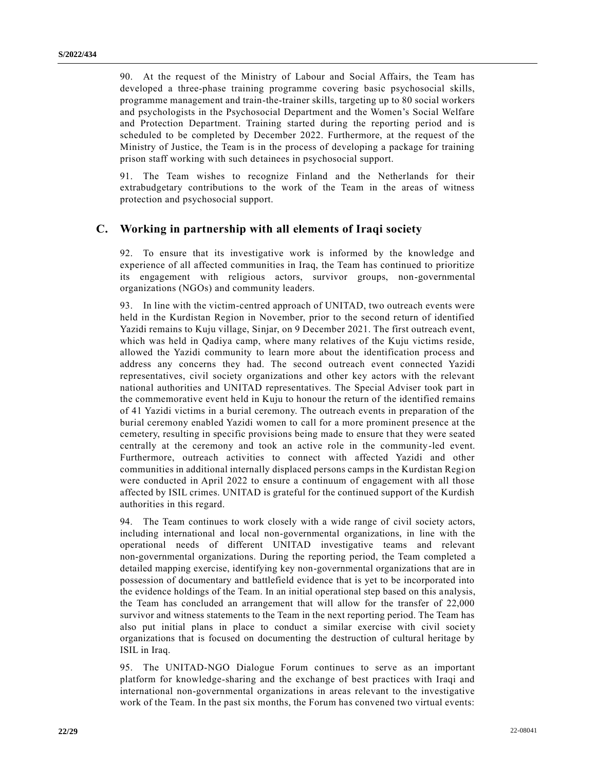90. At the request of the Ministry of Labour and Social Affairs, the Team has developed a three-phase training programme covering basic psychosocial skills, programme management and train-the-trainer skills, targeting up to 80 social workers and psychologists in the Psychosocial Department and the Women's Social Welfare and Protection Department. Training started during the reporting period and is scheduled to be completed by December 2022. Furthermore, at the request of the Ministry of Justice, the Team is in the process of developing a package for training prison staff working with such detainees in psychosocial support.

91. The Team wishes to recognize Finland and the Netherlands for their extrabudgetary contributions to the work of the Team in the areas of witness protection and psychosocial support.

## C. Working in partnership with all elements of Iraqi society

92. To ensure that its investigative work is informed by the knowledge and experience of all affected communities in Iraq, the Team has continued to prioritize its engagement with religious actors, survivor groups, non-governmental organizations (NGOs) and community leaders.

93. In line with the victim-centred approach of UNITAD, two outreach events were held in the Kurdistan Region in November, prior to the second return of identified Yazidi remains to Kuju village, Sinjar, on 9 December 2021. The first outreach event, which was held in Qadiya camp, where many relatives of the Kuju victims reside, allowed the Yazidi community to learn more about the identification process and address any concerns they had. The second outreach event connected Yazidi representatives, civil society organizations and other key actors with the relevant national authorities and UNITAD representatives. The Special Adviser took part in the commemorative event held in Kuju to honour the return of the identified remains of 41 Yazidi victims in a burial ceremony. The outreach events in preparation of the burial ceremony enabled Yazidi women to call for a more prominent presence at the cemetery, resulting in specific provisions being made to ensure that they were seated centrally at the ceremony and took an active role in the community-led event. Furthermore, outreach activities to connect with affected Yazidi and other communities in additional internally displaced persons camps in the Kurdistan Region were conducted in April 2022 to ensure a continuum of engagement with all those affected by ISIL crimes. UNITAD is grateful for the continued support of the Kurdish authorities in this regard.

94. The Team continues to work closely with a wide range of civil society actors, including international and local non-governmental organizations, in line with the operational needs of different UNITAD investigative teams and relevant non-governmental organizations. During the reporting period, the Team completed a detailed mapping exercise, identifying key non-governmental organizations that are in possession of documentary and battlefield evidence that is yet to be incorporated into the evidence holdings of the Team. In an initial operational step based on this analysis, the Team has concluded an arrangement that will allow for the transfer of 22,000 survivor and witness statements to the Team in the next reporting period. The Team has also put initial plans in place to conduct a similar exercise with civil society organizations that is focused on documenting the destruction of cultural heritage by ISIL in Iraq.

95. The UNITAD-NGO Dialogue Forum continues to serve as an important platform for knowledge-sharing and the exchange of best practices with Iraqi and international non-governmental organizations in areas relevant to the investigative work of the Team. In the past six months, the Forum has convened two virtual events: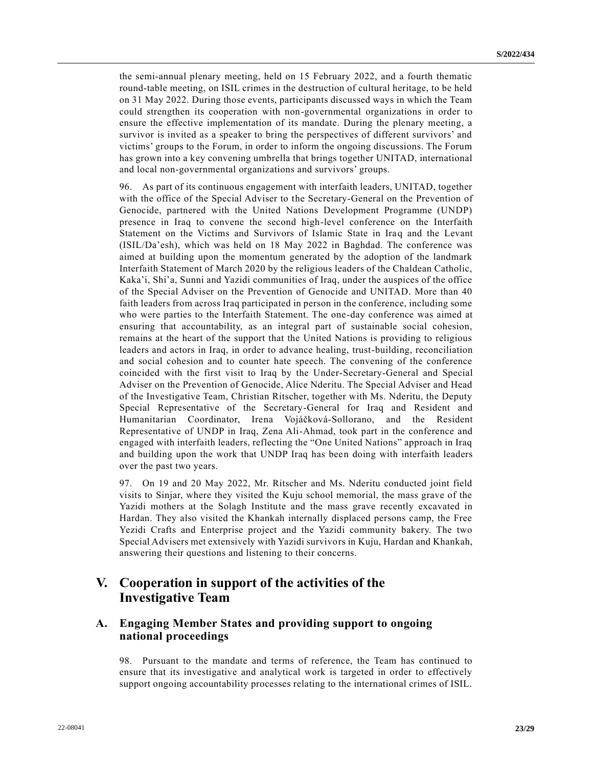the semi-annual plenary meeting, held on 15 February 2022, and a fourth thematic round-table meeting, on ISIL crimes in the destruction of cultural heritage, to be held on 31 May 2022. During those events, participants discussed ways in which the Team could strengthen its cooperation with non-governmental organizations in order to ensure the effective implementation of its mandate. During the plenary meeting, a survivor is invited as a speaker to bring the perspectives of different survivors' and victims' groups to the Forum, in order to inform the ongoing discussions. The Forum has grown into a key convening umbrella that brings together UNITAD, international and local non-governmental organizations and survivors' groups.

96. As part of its continuous engagement with interfaith leaders, UNITAD, together with the office of the Special Adviser to the Secretary-General on the Prevention of Genocide, partnered with the United Nations Development Programme (UNDP) presence in Iraq to convene the second high-level conference on the Interfaith Statement on the Victims and Survivors of Islamic State in Iraq and the Levant (ISIL/Da'esh), which was held on 18 May 2022 in Baghdad. The conference was aimed at building upon the momentum generated by the adoption of the landmark Interfaith Statement of March 2020 by the religious leaders of the Chaldean Catholic, Kaka'i, Shi'a, Sunni and Yazidi communities of Iraq, under the auspices of the office of the Special Adviser on the Prevention of Genocide and UNITAD. More than 40 faith leaders from across Iraq participated in person in the conference, including some who were parties to the Interfaith Statement. The one-day conference was aimed at ensuring that accountability, as an integral part of sustainable social cohesion, remains at the heart of the support that the United Nations is providing to religious leaders and actors in Iraq, in order to advance healing, trust-building, reconciliation and social cohesion and to counter hate speech. The convening of the conference coincided with the first visit to Iraq by the Under-Secretary-General and Special Adviser on the Prevention of Genocide, Alice Nderitu. The Special Adviser and Head of the Investigative Team, Christian Ritscher, together with Ms. Nderitu, the Deputy Special Representative of the Secretary-General for Iraq and Resident and Humanitarian Coordinator, Irena Vojáčková-Sollorano, and the Resident Representative of UNDP in Iraq, Zena Ali-Ahmad, took part in the conference and engaged with interfaith leaders, reflecting the "One United Nations" approach in Iraq and building upon the work that UNDP Iraq has been doing with interfaith leaders over the past two years.

97. On 19 and 20 May 2022, Mr. Ritscher and Ms. Nderitu conducted joint field visits to Sinjar, where they visited the Kuju school memorial, the mass grave of the Yazidi mothers at the Solagh Institute and the mass grave recently excavated in Hardan. They also visited the Khankah internally displaced persons camp, the Free Yezidi Crafts and Enterprise project and the Yazidi community bakery. The two Special Advisers met extensively with Yazidi survivors in Kuju, Hardan and Khankah, answering their questions and listening to their concerns.

## V. Cooperation in support of the activities of the Investigative Team

### A. Engaging Member States and providing support to ongoing national proceedings

98. Pursuant to the mandate and terms of reference, the Team has continued to ensure that its investigative and analytical work is targeted in order to effectively support ongoing accountability processes relating to the international crimes of ISIL.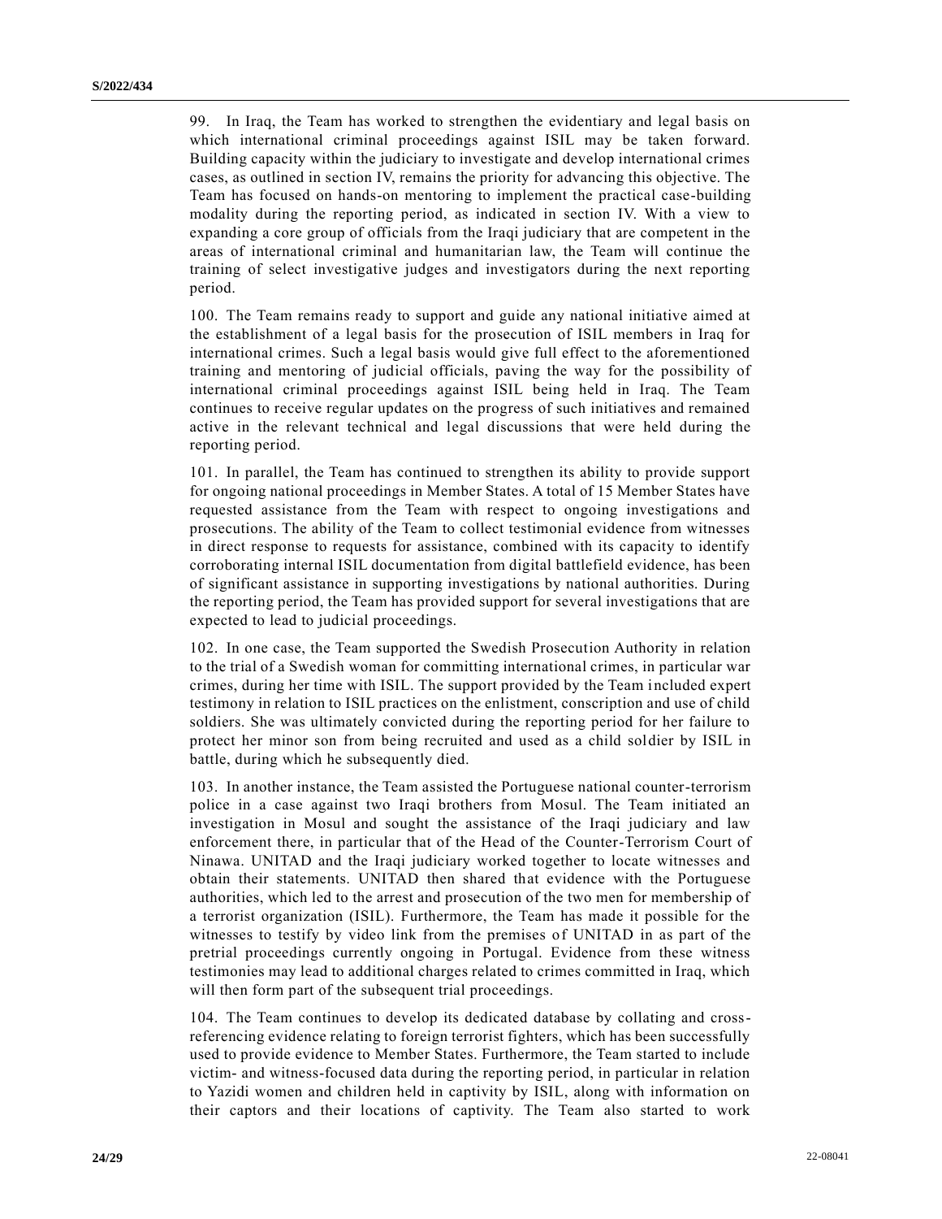99. In Iraq, the Team has worked to strengthen the evidentiary and legal basis on which international criminal proceedings against ISIL may be taken forward. Building capacity within the judiciary to investigate and develop international crimes cases, as outlined in section IV, remains the priority for advancing this objective. The Team has focused on hands-on mentoring to implement the practical case-building modality during the reporting period, as indicated in section IV. With a view to expanding a core group of officials from the Iraqi judiciary that are competent in the areas of international criminal and humanitarian law, the Team will continue the training of select investigative judges and investigators during the next reporting period.

100. The Team remains ready to support and guide any national initiative aimed at the establishment of a legal basis for the prosecution of ISIL members in Iraq for international crimes. Such a legal basis would give full effect to the aforementioned training and mentoring of judicial officials, paving the way for the possibility of international criminal proceedings against ISIL being held in Iraq. The Team continues to receive regular updates on the progress of such initiatives and remained active in the relevant technical and legal discussions that were held during the reporting period.

101. In parallel, the Team has continued to strengthen its ability to provide support for ongoing national proceedings in Member States. A total of 15 Member States have requested assistance from the Team with respect to ongoing investigations and prosecutions. The ability of the Team to collect testimonial evidence from witnesses in direct response to requests for assistance, combined with its capacity to identify corroborating internal ISIL documentation from digital battlefield evidence, has been of significant assistance in supporting investigations by national authorities. During the reporting period, the Team has provided support for several investigations that are expected to lead to judicial proceedings.

102. In one case, the Team supported the Swedish Prosecution Authority in relation to the trial of a Swedish woman for committing international crimes, in particular war crimes, during her time with ISIL. The support provided by the Team included expert testimony in relation to ISIL practices on the enlistment, conscription and use of child soldiers. She was ultimately convicted during the reporting period for her failure to protect her minor son from being recruited and used as a child soldier by ISIL in battle, during which he subsequently died.

103. In another instance, the Team assisted the Portuguese national counter-terrorism police in a case against two Iraqi brothers from Mosul. The Team initiated an investigation in Mosul and sought the assistance of the Iraqi judiciary and law enforcement there, in particular that of the Head of the Counter-Terrorism Court of Ninawa. UNITAD and the Iraqi judiciary worked together to locate witnesses and obtain their statements. UNITAD then shared that evidence with the Portuguese authorities, which led to the arrest and prosecution of the two men for membership of a terrorist organization (ISIL). Furthermore, the Team has made it possible for the witnesses to testify by video link from the premises of UNITAD in as part of the pretrial proceedings currently ongoing in Portugal. Evidence from these witness testimonies may lead to additional charges related to crimes committed in Iraq, which will then form part of the subsequent trial proceedings.

104. The Team continues to develop its dedicated database by collating and cross-referencing evidence relating to foreign terrorist fighters, which has been successfully used to provide evidence to Member States. Furthermore, the Team started to include victim- and witness-focused data during the reporting period, in particular in relation to Yazidi women and children held in captivity by ISIL, along with information on their captors and their locations of captivity. The Team also started to work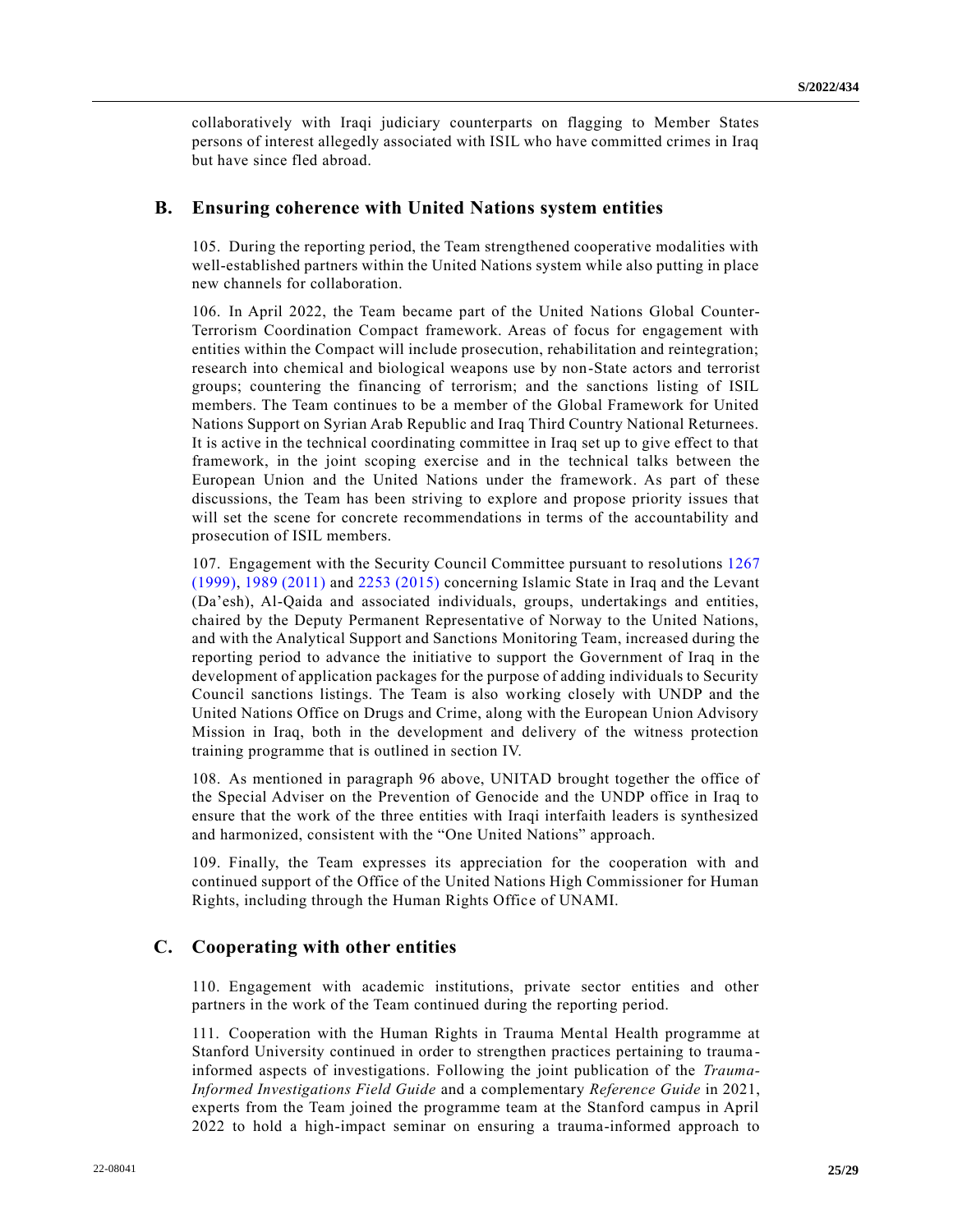collaboratively with Iraqi judiciary counterparts on flagging to Member States persons of interest allegedly associated with ISIL who have committed crimes in Iraq but have since fled abroad.

## B. Ensuring coherence with United Nations system entities

105. During the reporting period, the Team strengthened cooperative modalities with well-established partners within the United Nations system while also putting in place new channels for collaboration.

106. In April 2022, the Team became part of the United Nations Global Counter-Terrorism Coordination Compact framework. Areas of focus for engagement with entities within the Compact will include prosecution, rehabilitation and reintegration; research into chemical and biological weapons use by non-State actors and terrorist groups; countering the financing of terrorism; and the sanctions listing of ISIL members. The Team continues to be a member of the Global Framework for United Nations Support on Syrian Arab Republic and Iraq Third Country National Returnees. It is active in the technical coordinating committee in Iraq set up to give effect to that framework, in the joint scoping exercise and in the technical talks between the European Union and the United Nations under the framework. As part of these discussions, the Team has been striving to explore and propose priority issues that will set the scene for concrete recommendations in terms of the accountability and prosecution of ISIL members.

107. Engagement with the Security Council Committee pursuant to resolutions 1267 (1999), 1989 (2011) and 2253 (2015) concerning Islamic State in Iraq and the Levant (Da'esh), Al-Qaida and associated individuals, groups, undertakings and entities, chaired by the Deputy Permanent Representative of Norway to the United Nations, and with the Analytical Support and Sanctions Monitoring Team, increased during the reporting period to advance the initiative to support the Government of Iraq in the development of application packages for the purpose of adding individuals to Security Council sanctions listings. The Team is also working closely with UNDP and the United Nations Office on Drugs and Crime, along with the European Union Advisory Mission in Iraq, both in the development and delivery of the witness protection training programme that is outlined in section IV.

108. As mentioned in paragraph 96 above, UNITAD brought together the office of the Special Adviser on the Prevention of Genocide and the UNDP office in Iraq to ensure that the work of the three entities with Iraqi interfaith leaders is synthesized and harmonized, consistent with the "One United Nations" approach.

109. Finally, the Team expresses its appreciation for the cooperation with and continued support of the Office of the United Nations High Commissioner for Human Rights, including through the Human Rights Office of UNAMI.

## C. Cooperating with other entities

110. Engagement with academic institutions, private sector entities and other partners in the work of the Team continued during the reporting period.

111. Cooperation with the Human Rights in Trauma Mental Health programme at Stanford University continued in order to strengthen practices pertaining to trauma-informed aspects of investigations. Following the joint publication of the *Trauma-Informed Investigations Field Guide* and a complementary *Reference Guide* in 2021, experts from the Team joined the programme team at the Stanford campus in April 2022 to hold a high-impact seminar on ensuring a trauma-informed approach to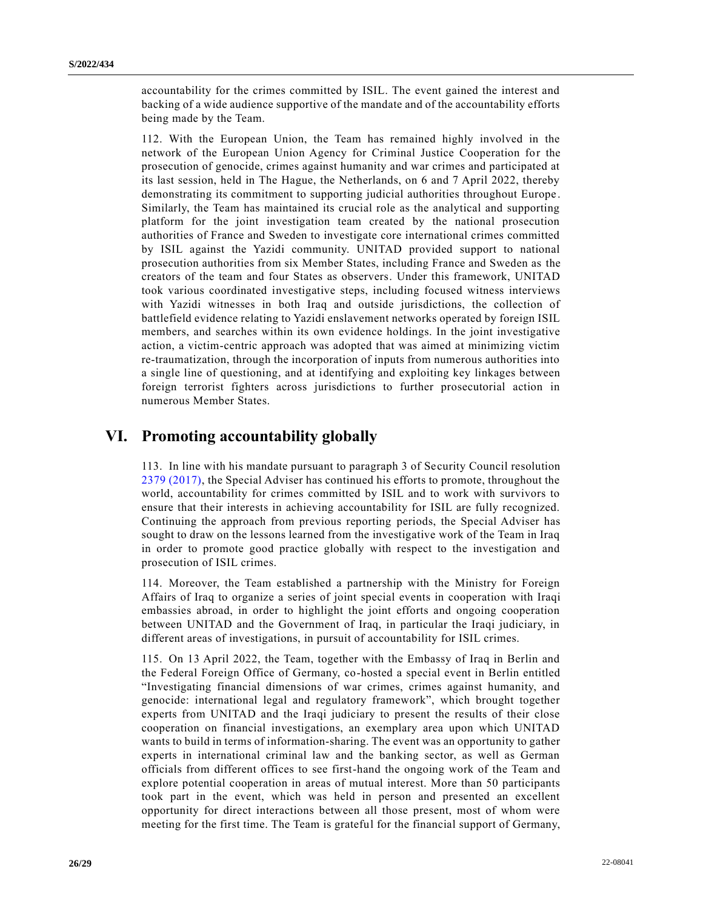accountability for the crimes committed by ISIL. The event gained the interest and backing of a wide audience supportive of the mandate and of the accountability efforts being made by the Team.

112. With the European Union, the Team has remained highly involved in the network of the European Union Agency for Criminal Justice Cooperation for the prosecution of genocide, crimes against humanity and war crimes and participated at its last session, held in The Hague, the Netherlands, on 6 and 7 April 2022, thereby demonstrating its commitment to supporting judicial authorities throughout Europe. Similarly, the Team has maintained its crucial role as the analytical and supporting platform for the joint investigation team created by the national prosecution authorities of France and Sweden to investigate core international crimes committed by ISIL against the Yazidi community. UNITAD provided support to national prosecution authorities from six Member States, including France and Sweden as the creators of the team and four States as observers. Under this framework, UNITAD took various coordinated investigative steps, including focused witness interviews with Yazidi witnesses in both Iraq and outside jurisdictions, the collection of battlefield evidence relating to Yazidi enslavement networks operated by foreign ISIL members, and searches within its own evidence holdings. In the joint investigative action, a victim-centric approach was adopted that was aimed at minimizing victim re-traumatization, through the incorporation of inputs from numerous authorities into a single line of questioning, and at identifying and exploiting key linkages between foreign terrorist fighters across jurisdictions to further prosecutorial action in numerous Member States.

# VI. Promoting accountability globally

113. In line with his mandate pursuant to paragraph 3 of Security Council resolution 2379 (2017), the Special Adviser has continued his efforts to promote, throughout the world, accountability for crimes committed by ISIL and to work with survivors to ensure that their interests in achieving accountability for ISIL are fully recognized. Continuing the approach from previous reporting periods, the Special Adviser has sought to draw on the lessons learned from the investigative work of the Team in Iraq in order to promote good practice globally with respect to the investigation and prosecution of ISIL crimes.

114. Moreover, the Team established a partnership with the Ministry for Foreign Affairs of Iraq to organize a series of joint special events in cooperation with Iraqi embassies abroad, in order to highlight the joint efforts and ongoing cooperation between UNITAD and the Government of Iraq, in particular the Iraqi judiciary, in different areas of investigations, in pursuit of accountability for ISIL crimes.

115. On 13 April 2022, the Team, together with the Embassy of Iraq in Berlin and the Federal Foreign Office of Germany, co-hosted a special event in Berlin entitled "Investigating financial dimensions of war crimes, crimes against humanity, and genocide: international legal and regulatory framework", which brought together experts from UNITAD and the Iraqi judiciary to present the results of their close cooperation on financial investigations, an exemplary area upon which UNITAD wants to build in terms of information-sharing. The event was an opportunity to gather experts in international criminal law and the banking sector, as well as German officials from different offices to see first-hand the ongoing work of the Team and explore potential cooperation in areas of mutual interest. More than 50 participants took part in the event, which was held in person and presented an excellent opportunity for direct interactions between all those present, most of whom were meeting for the first time. The Team is grateful for the financial support of Germany,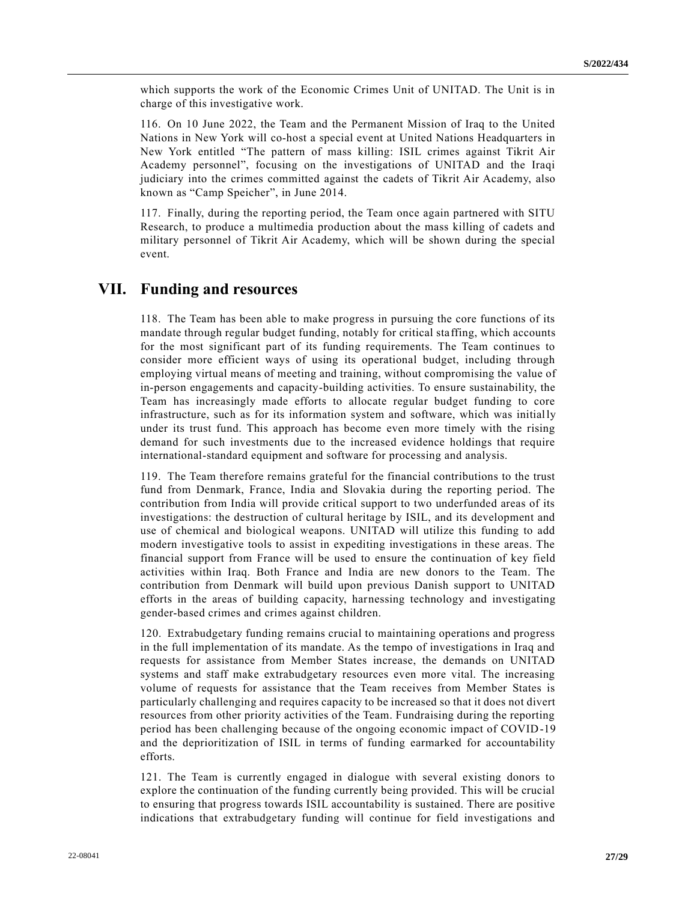which supports the work of the Economic Crimes Unit of UNITAD. The Unit is in charge of this investigative work.

116. On 10 June 2022, the Team and the Permanent Mission of Iraq to the United Nations in New York will co-host a special event at United Nations Headquarters in New York entitled "The pattern of mass killing: ISIL crimes against Tikrit Air Academy personnel", focusing on the investigations of UNITAD and the Iraqi judiciary into the crimes committed against the cadets of Tikrit Air Academy, also known as "Camp Speicher", in June 2014.

117. Finally, during the reporting period, the Team once again partnered with SITU Research, to produce a multimedia production about the mass killing of cadets and military personnel of Tikrit Air Academy, which will be shown during the special event.

# VII. Funding and resources

118. The Team has been able to make progress in pursuing the core functions of its mandate through regular budget funding, notably for critical staffing, which accounts for the most significant part of its funding requirements. The Team continues to consider more efficient ways of using its operational budget, including through employing virtual means of meeting and training, without compromising the value of in-person engagements and capacity-building activities. To ensure sustainability, the Team has increasingly made efforts to allocate regular budget funding to core infrastructure, such as for its information system and software, which was initially under its trust fund. This approach has become even more timely with the rising demand for such investments due to the increased evidence holdings that require international-standard equipment and software for processing and analysis.

119. The Team therefore remains grateful for the financial contributions to the trust fund from Denmark, France, India and Slovakia during the reporting period. The contribution from India will provide critical support to two underfunded areas of its investigations: the destruction of cultural heritage by ISIL, and its development and use of chemical and biological weapons. UNITAD will utilize this funding to add modern investigative tools to assist in expediting investigations in these areas. The financial support from France will be used to ensure the continuation of key field activities within Iraq. Both France and India are new donors to the Team. The contribution from Denmark will build upon previous Danish support to UNITAD efforts in the areas of building capacity, harnessing technology and investigating gender-based crimes and crimes against children.

120. Extrabudgetary funding remains crucial to maintaining operations and progress in the full implementation of its mandate. As the tempo of investigations in Iraq and requests for assistance from Member States increase, the demands on UNITAD systems and staff make extrabudgetary resources even more vital. The increasing volume of requests for assistance that the Team receives from Member States is particularly challenging and requires capacity to be increased so that it does not divert resources from other priority activities of the Team. Fundraising during the reporting period has been challenging because of the ongoing economic impact of COVID-19 and the deprioritization of ISIL in terms of funding earmarked for accountability efforts.

121. The Team is currently engaged in dialogue with several existing donors to explore the continuation of the funding currently being provided. This will be crucial to ensuring that progress towards ISIL accountability is sustained. There are positive indications that extrabudgetary funding will continue for field investigations and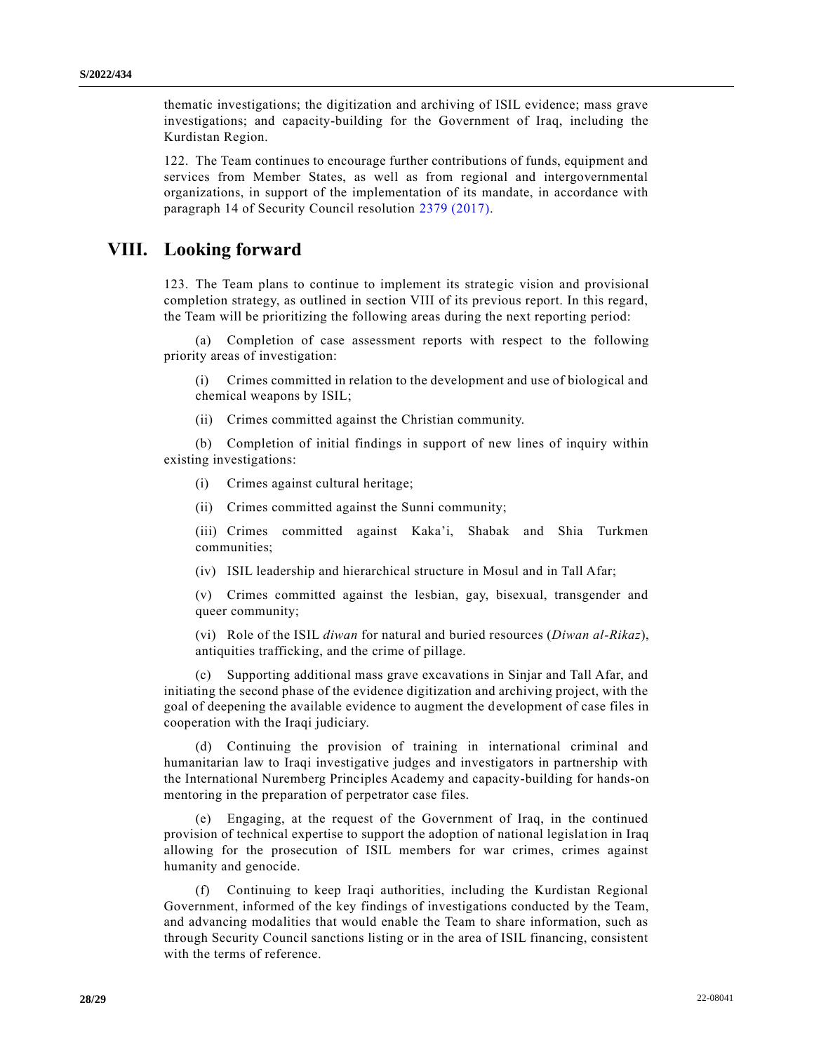thematic investigations; the digitization and archiving of ISIL evidence; mass grave investigations; and capacity-building for the Government of Iraq, including the Kurdistan Region.

122. The Team continues to encourage further contributions of funds, equipment and services from Member States, as well as from regional and intergovernmental organizations, in support of the implementation of its mandate, in accordance with paragraph 14 of Security Council resolution 2379 (2017).

# VIII. Looking forward

123. The Team plans to continue to implement its strategic vision and provisional completion strategy, as outlined in section VIII of its previous report. In this regard, the Team will be prioritizing the following areas during the next reporting period:

(a) Completion of case assessment reports with respect to the following priority areas of investigation:

(i) Crimes committed in relation to the development and use of biological and chemical weapons by ISIL;

(ii) Crimes committed against the Christian community.

(b) Completion of initial findings in support of new lines of inquiry within existing investigations:

(i) Crimes against cultural heritage;

(ii) Crimes committed against the Sunni community;

(iii) Crimes committed against Kaka'i, Shabak and Shia Turkmen communities;

(iv) ISIL leadership and hierarchical structure in Mosul and in Tall Afar;

(v) Crimes committed against the lesbian, gay, bisexual, transgender and queer community;

(vi) Role of the ISIL *diwan* for natural and buried resources (*Diwan al-Rikaz*), antiquities trafficking, and the crime of pillage.

(c) Supporting additional mass grave excavations in Sinjar and Tall Afar, and initiating the second phase of the evidence digitization and archiving project, with the goal of deepening the available evidence to augment the development of case files in cooperation with the Iraqi judiciary.

(d) Continuing the provision of training in international criminal and humanitarian law to Iraqi investigative judges and investigators in partnership with the International Nuremberg Principles Academy and capacity-building for hands-on mentoring in the preparation of perpetrator case files.

(e) Engaging, at the request of the Government of Iraq, in the continued provision of technical expertise to support the adoption of national legislation in Iraq allowing for the prosecution of ISIL members for war crimes, crimes against humanity and genocide.

(f) Continuing to keep Iraqi authorities, including the Kurdistan Regional Government, informed of the key findings of investigations conducted by the Team, and advancing modalities that would enable the Team to share information, such as through Security Council sanctions listing or in the area of ISIL financing, consistent with the terms of reference.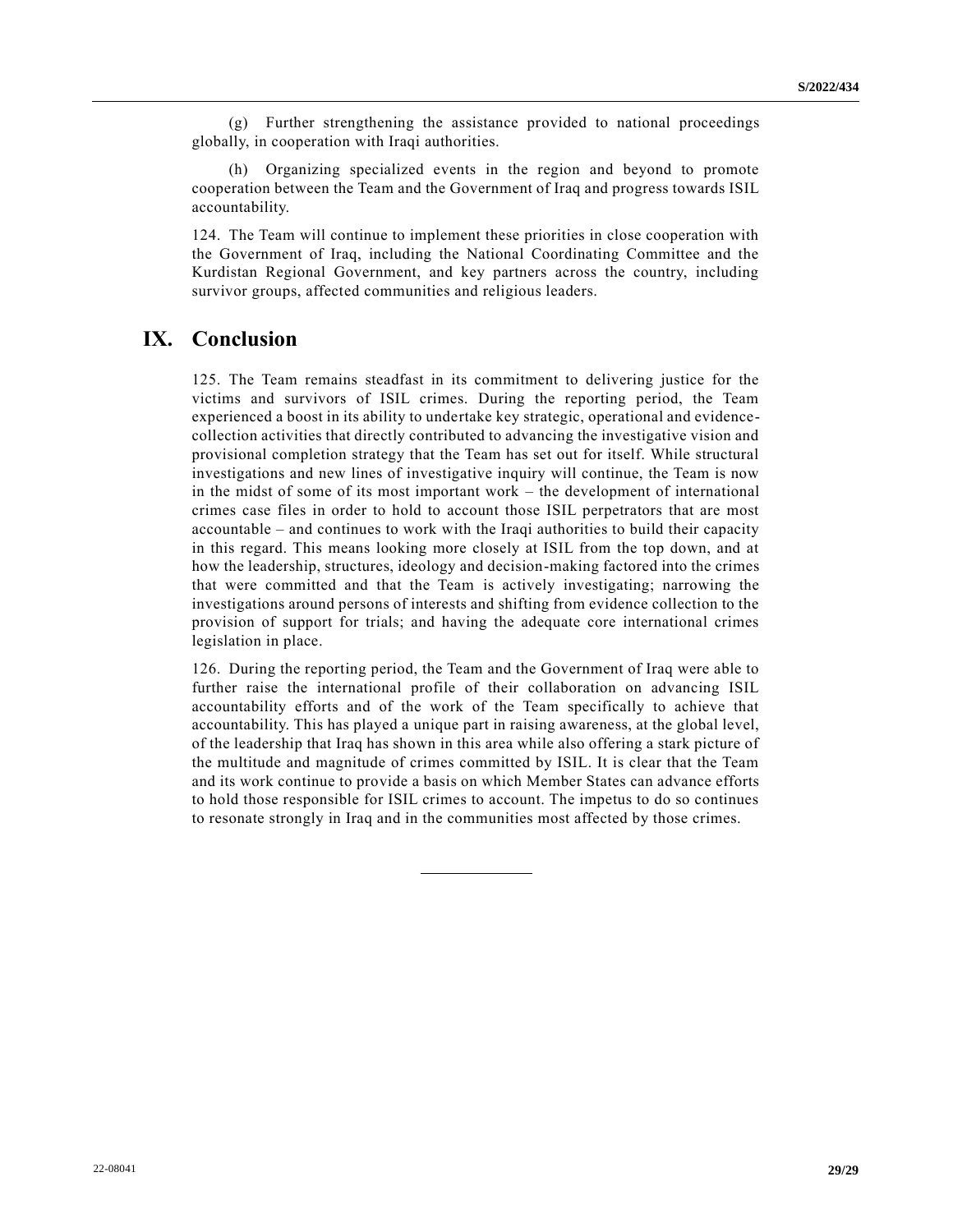(g) Further strengthening the assistance provided to national proceedings globally, in cooperation with Iraqi authorities.

(h) Organizing specialized events in the region and beyond to promote cooperation between the Team and the Government of Iraq and progress towards ISIL accountability.

124. The Team will continue to implement these priorities in close cooperation with the Government of Iraq, including the National Coordinating Committee and the Kurdistan Regional Government, and key partners across the country, including survivor groups, affected communities and religious leaders.

# IX. Conclusion

125. The Team remains steadfast in its commitment to delivering justice for the victims and survivors of ISIL crimes. During the reporting period, the Team experienced a boost in its ability to undertake key strategic, operational and evidence-collection activities that directly contributed to advancing the investigative vision and provisional completion strategy that the Team has set out for itself. While structural investigations and new lines of investigative inquiry will continue, the Team is now in the midst of some of its most important work – the development of international crimes case files in order to hold to account those ISIL perpetrators that are most accountable – and continues to work with the Iraqi authorities to build their capacity in this regard. This means looking more closely at ISIL from the top down, and at how the leadership, structures, ideology and decision-making factored into the crimes that were committed and that the Team is actively investigating; narrowing the investigations around persons of interests and shifting from evidence collection to the provision of support for trials; and having the adequate core international crimes legislation in place.

126. During the reporting period, the Team and the Government of Iraq were able to further raise the international profile of their collaboration on advancing ISIL accountability efforts and of the work of the Team specifically to achieve that accountability. This has played a unique part in raising awareness, at the global level, of the leadership that Iraq has shown in this area while also offering a stark picture of the multitude and magnitude of crimes committed by ISIL. It is clear that the Team and its work continue to provide a basis on which Member States can advance efforts to hold those responsible for ISIL crimes to account. The impetus to do so continues to resonate strongly in Iraq and in the communities most affected by those crimes.